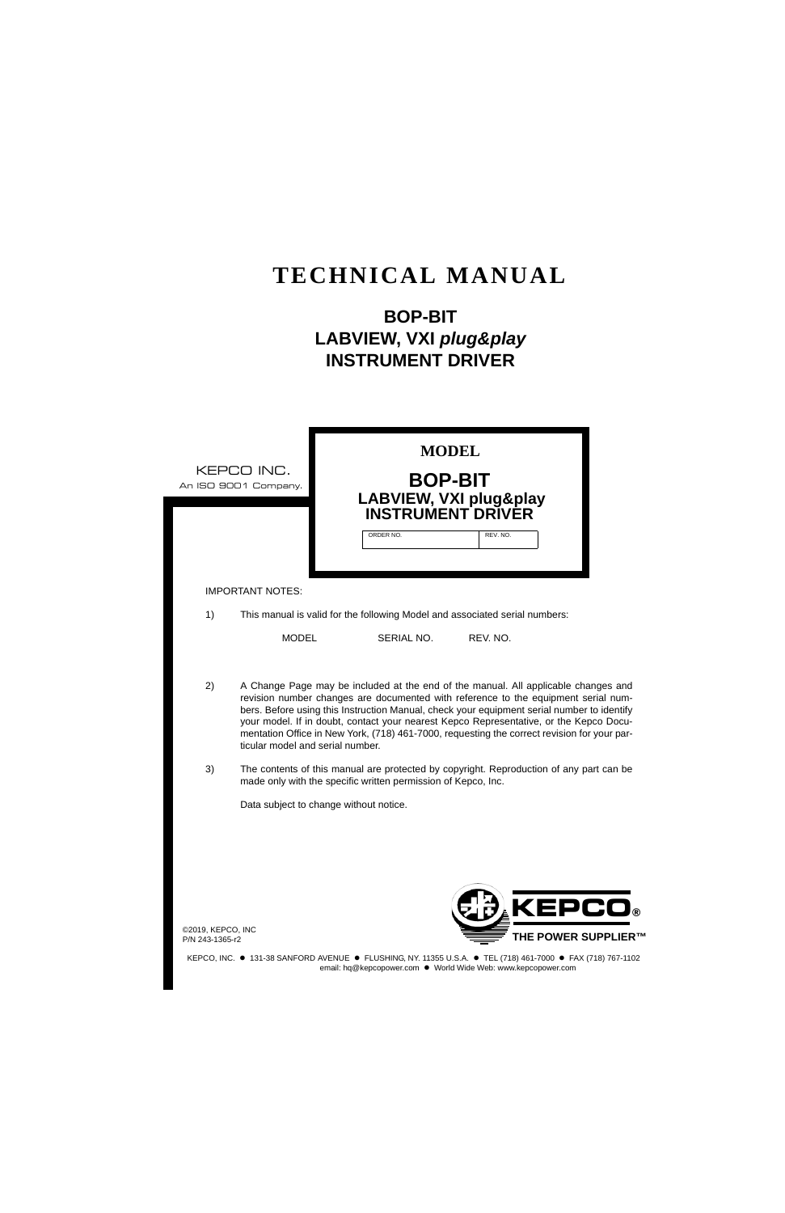# TECHNICAL MANUAL

## BOP-BIT
## LABVIEW, VXI *plug&play*
## INSTRUMENT DRIVER

KEPCO INC.
An ISO 9001 Company.

**MODEL**

**BOP-BIT**
**LABVIEW, VXI plug&play**
**INSTRUMENT DRIVER**

| ORDER NO. | REV. NO. |
|---|---|
| | |

IMPORTANT NOTES:

1) This manual is valid for the following Model and associated serial numbers:

| MODEL | SERIAL NO. | REV. NO. |
|---|---|---|
| | | |

2) A Change Page may be included at the end of the manual. All applicable changes and revision number changes are documented with reference to the equipment serial numbers. Before using this Instruction Manual, check your equipment serial number to identify your model. If in doubt, contact your nearest Kepco Representative, or the Kepco Documentation Office in New York, (718) 461-7000, requesting the correct revision for your particular model and serial number.

3) The contents of this manual are protected by copyright. Reproduction of any part can be made only with the specific written permission of Kepco, Inc.

Data subject to change without notice.

©2019, KEPCO, INC
P/N 243-1365-r2

KEPCO®
THE POWER SUPPLIER™

KEPCO, INC. ● 131-38 SANFORD AVENUE ● FLUSHING, NY. 11355 U.S.A. ● TEL (718) 461-7000 ● FAX (718) 767-1102
email: hq@kepcopower.com ● World Wide Web: www.kepcopower.com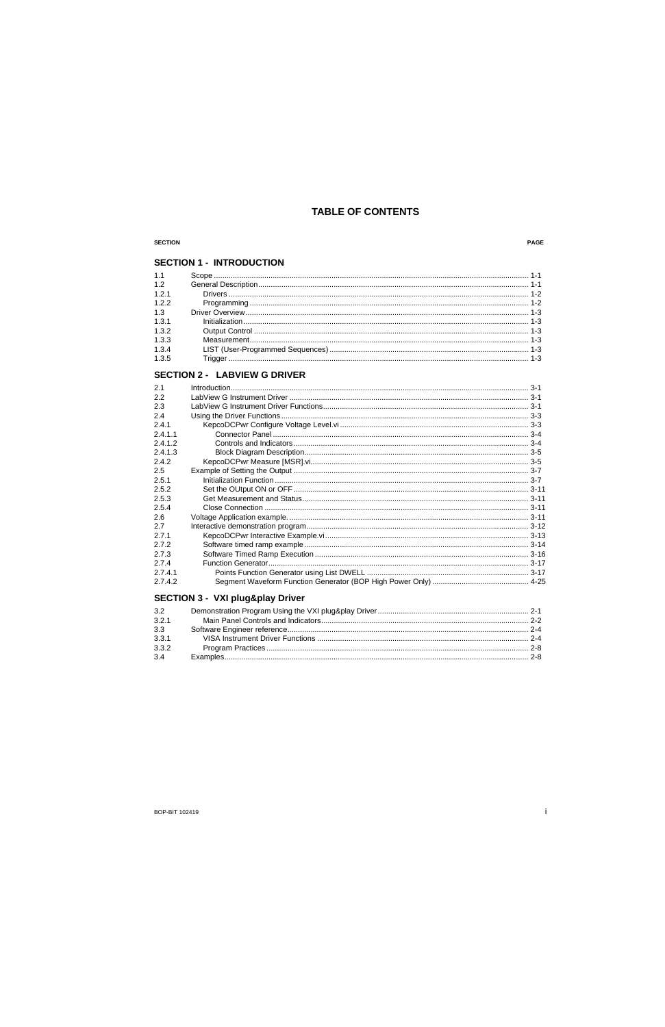# TABLE OF CONTENTS

| SECTION | | PAGE |
|---|---|---|
| **SECTION 1 - INTRODUCTION** | | |
| 1.1 | Scope | 1-1 |
| 1.2 | General Description | 1-1 |
| 1.2.1 | Drivers | 1-2 |
| 1.2.2 | Programming | 1-2 |
| 1.3 | Driver Overview | 1-3 |
| 1.3.1 | Initialization | 1-3 |
| 1.3.2 | Output Control | 1-3 |
| 1.3.3 | Measurement | 1-3 |
| 1.3.4 | LIST (User-Programmed Sequences) | 1-3 |
| 1.3.5 | Trigger | 1-3 |
| **SECTION 2 - LABVIEW G DRIVER** | | |
| 2.1 | Introduction | 3-1 |
| 2.2 | LabView G Instrument Driver | 3-1 |
| 2.3 | LabView G Instrument Driver Functions | 3-1 |
| 2.4 | Using the Driver Functions | 3-3 |
| 2.4.1 | KepcoDCPwr Configure Voltage Level.vi | 3-3 |
| 2.4.1.1 | Connector Panel | 3-4 |
| 2.4.1.2 | Controls and Indicators | 3-4 |
| 2.4.1.3 | Block Diagram Description | 3-5 |
| 2.4.2 | KepcoDCPwr Measure [MSR].vi | 3-5 |
| 2.5 | Example of Setting the Output | 3-7 |
| 2.5.1 | Initialization Function | 3-7 |
| 2.5.2 | Set the OUtput ON or OFF | 3-11 |
| 2.5.3 | Get Measurement and Status | 3-11 |
| 2.5.4 | Close Connection | 3-11 |
| 2.6 | Voltage Application example. | 3-11 |
| 2.7 | Interactive demonstration program | 3-12 |
| 2.7.1 | KepcoDCPwr Interactive Example.vi | 3-13 |
| 2.7.2 | Software timed ramp example | 3-14 |
| 2.7.3 | Software Timed Ramp Execution | 3-16 |
| 2.7.4 | Function Generator | 3-17 |
| 2.7.4.1 | Points Function Generator using List DWELL | 3-17 |
| 2.7.4.2 | Segment Waveform Function Generator (BOP High Power Only) | 4-25 |
| **SECTION 3 - VXI plug&play Driver** | | |
| 3.2 | Demonstration Program Using the VXI plug&play Driver | 2-1 |
| 3.2.1 | Main Panel Controls and Indicators | 2-2 |
| 3.3 | Software Engineer reference | 2-4 |
| 3.3.1 | VISA Instrument Driver Functions | 2-4 |
| 3.3.2 | Program Practices | 2-8 |
| 3.4 | Examples | 2-8 |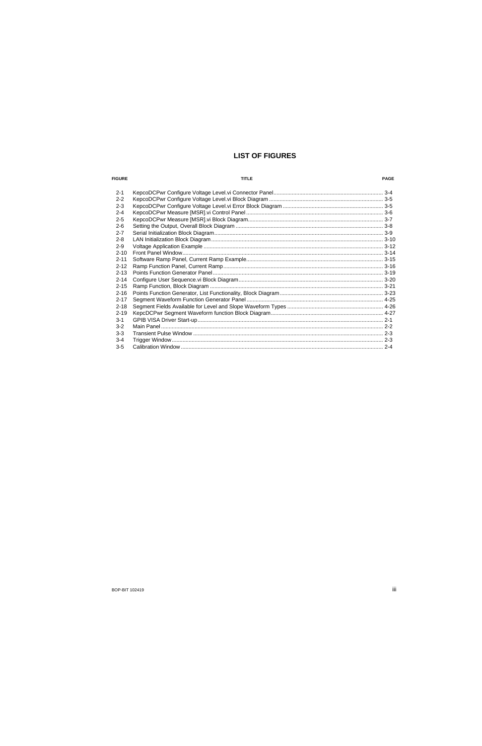# LIST OF FIGURES

| FIGURE | TITLE | PAGE |
|---|---|---|
| 2-1 | KepcoDCPwr Configure Voltage Level.vi Connector Panel | 3-4 |
| 2-2 | KepcoDCPwr Configure Voltage Level.vi Block Diagram | 3-5 |
| 2-3 | KepcoDCPwr Configure Voltage Level.vi Error Block Diagram | 3-5 |
| 2-4 | KepcoDCPwr Measure [MSR].vi Control Panel | 3-6 |
| 2-5 | KepcoDCPwr Measure [MSR].vi Block Diagram | 3-7 |
| 2-6 | Setting the Output, Overall Block Diagram | 3-8 |
| 2-7 | Serial Initialization Block Diagram | 3-9 |
| 2-8 | LAN Initialization Block Diagram | 3-10 |
| 2-9 | Voltage Application Example | 3-12 |
| 2-10 | Front Panel Window | 3-14 |
| 2-11 | Software Ramp Panel, Current Ramp Example | 3-15 |
| 2-12 | Ramp Function Panel, Current Ramp | 3-16 |
| 2-13 | Points Function Generator Panel | 3-19 |
| 2-14 | Configure User Sequence.vi Block Diagram | 3-20 |
| 2-15 | Ramp Function, Block Diagram | 3-21 |
| 2-16 | Points Function Generator, List Functionality, Block Diagram | 3-23 |
| 2-17 | Segment Waveform Function Generator Panel | 4-25 |
| 2-18 | Segment Fields Available for Level and Slope Waveform Types | 4-26 |
| 2-19 | KepcDCPwr Segment Waveform function Block Diagram | 4-27 |
| 3-1 | GPIB VISA Driver Start-up | 2-1 |
| 3-2 | Main Panel | 2-2 |
| 3-3 | Transient Pulse Window | 2-3 |
| 3-4 | Trigger Window | 2-3 |
| 3-5 | Calibration Window | 2-4 |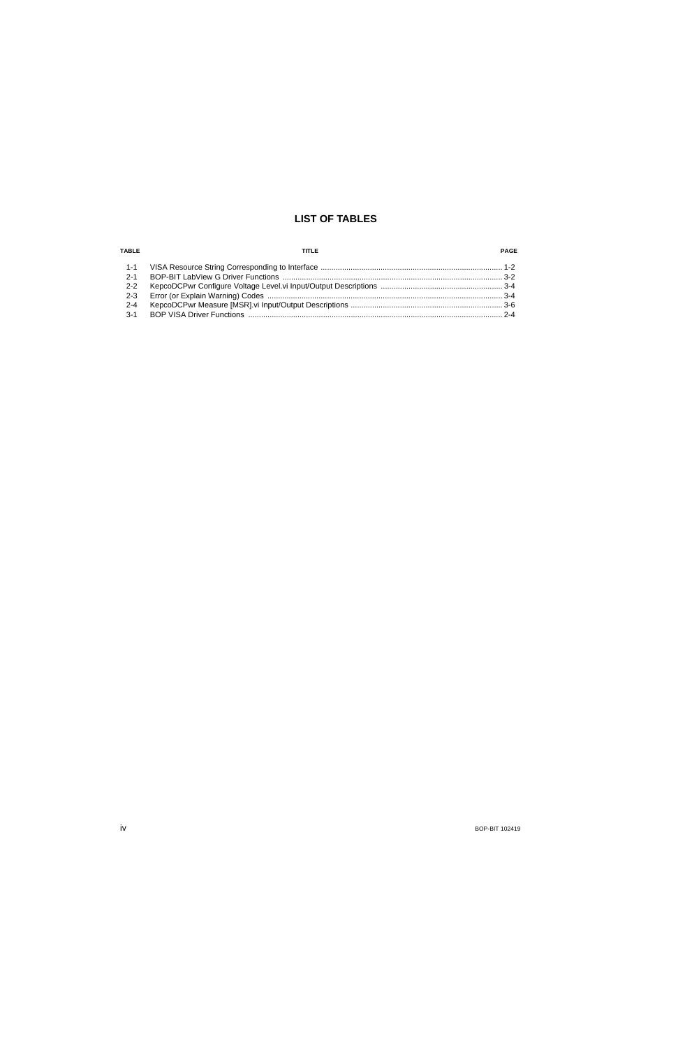# LIST OF TABLES

| TABLE | TITLE | PAGE |
|---|---|---|
| 1-1 | VISA Resource String Corresponding to Interface | 1-2 |
| 2-1 | BOP-BIT LabView G Driver Functions | 3-2 |
| 2-2 | KepcoDCPwr Configure Voltage Level.vi Input/Output Descriptions | 3-4 |
| 2-3 | Error (or Explain Warning) Codes | 3-4 |
| 2-4 | KepcoDCPwr Measure [MSR].vi Input/Output Descriptions | 3-6 |
| 3-1 | BOP VISA Driver Functions | 2-4 |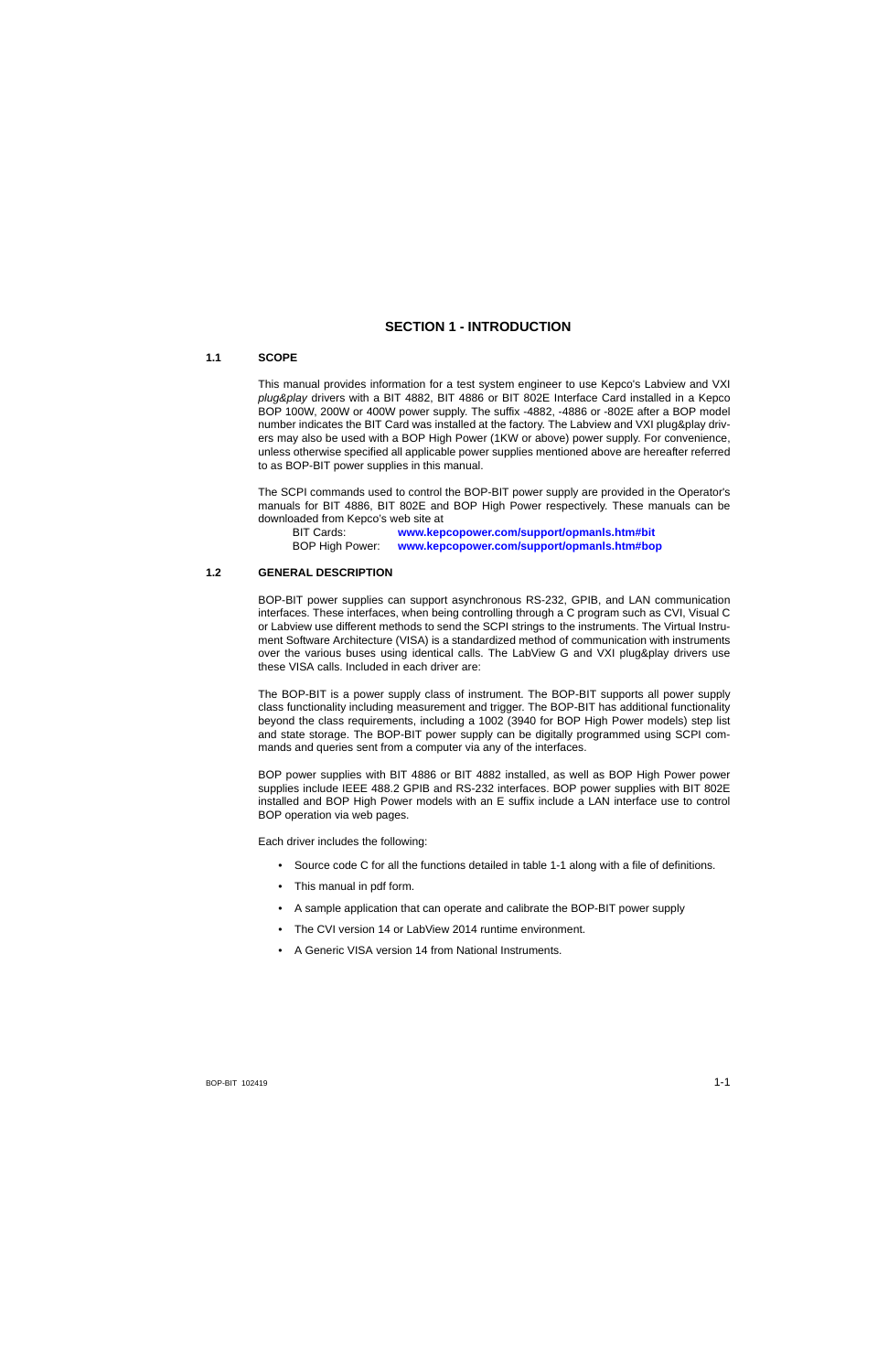# SECTION 1 - INTRODUCTION

## 1.1 SCOPE

This manual provides information for a test system engineer to use Kepco's Labview and VXI *plug&play* drivers with a BIT 4882, BIT 4886 or BIT 802E Interface Card installed in a Kepco BOP 100W, 200W or 400W power supply. The suffix -4882, -4886 or -802E after a BOP model number indicates the BIT Card was installed at the factory. The Labview and VXI plug&play drivers may also be used with a BOP High Power (1KW or above) power supply. For convenience, unless otherwise specified all applicable power supplies mentioned above are hereafter referred to as BOP-BIT power supplies in this manual.

The SCPI commands used to control the BOP-BIT power supply are provided in the Operator's manuals for BIT 4886, BIT 802E and BOP High Power respectively. These manuals can be downloaded from Kepco's web site at

BIT Cards: **www.kepcopower.com/support/opmanls.htm#bit**
BOP High Power: **www.kepcopower.com/support/opmanls.htm#bop**

## 1.2 GENERAL DESCRIPTION

BOP-BIT power supplies can support asynchronous RS-232, GPIB, and LAN communication interfaces. These interfaces, when being controlling through a C program such as CVI, Visual C or Labview use different methods to send the SCPI strings to the instruments. The Virtual Instrument Software Architecture (VISA) is a standardized method of communication with instruments over the various buses using identical calls. The LabView G and VXI plug&play drivers use these VISA calls. Included in each driver are:

The BOP-BIT is a power supply class of instrument. The BOP-BIT supports all power supply class functionality including measurement and trigger. The BOP-BIT has additional functionality beyond the class requirements, including a 1002 (3940 for BOP High Power models) step list and state storage. The BOP-BIT power supply can be digitally programmed using SCPI commands and queries sent from a computer via any of the interfaces.

BOP power supplies with BIT 4886 or BIT 4882 installed, as well as BOP High Power power supplies include IEEE 488.2 GPIB and RS-232 interfaces. BOP power supplies with BIT 802E installed and BOP High Power models with an E suffix include a LAN interface use to control BOP operation via web pages.

Each driver includes the following:

- Source code C for all the functions detailed in table 1-1 along with a file of definitions.
- This manual in pdf form.
- A sample application that can operate and calibrate the BOP-BIT power supply
- The CVI version 14 or LabView 2014 runtime environment.
- A Generic VISA version 14 from National Instruments.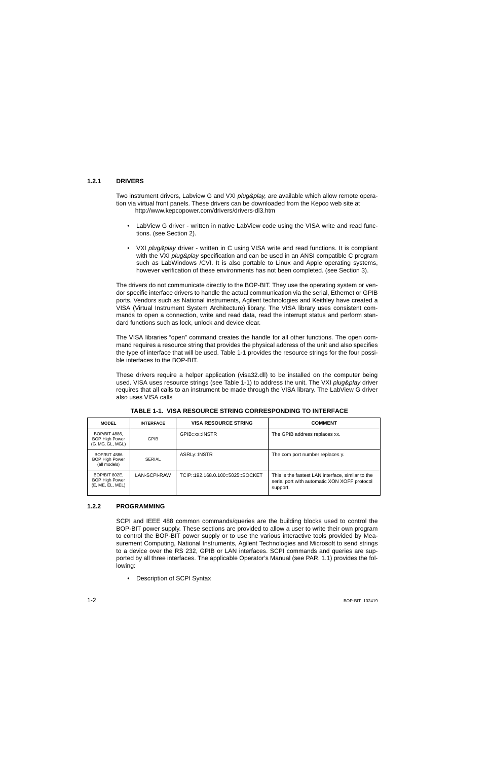### 1.2.1 DRIVERS

Two instrument drivers, Labview G and VXI *plug&play,* are available which allow remote operation via virtual front panels. These drivers can be downloaded from the Kepco web site at http://www.kepcopower.com/drivers/drivers-dl3.htm

- LabView G driver - written in native LabView code using the VISA write and read functions. (see Section 2).
- VXI *plug&play* driver - written in C using VISA write and read functions. It is compliant with the VXI *plug&play* specification and can be used in an ANSI compatible C program such as LabWindows /CVI. It is also portable to Linux and Apple operating systems, however verification of these environments has not been completed. (see Section 3).

The drivers do not communicate directly to the BOP-BIT. They use the operating system or vendor specific interface drivers to handle the actual communication via the serial, Ethernet or GPIB ports. Vendors such as National instruments, Agilent technologies and Keithley have created a VISA (Virtual Instrument System Architecture) library. The VISA library uses consistent commands to open a connection, write and read data, read the interrupt status and perform standard functions such as lock, unlock and device clear.

The VISA libraries “open” command creates the handle for all other functions. The open command requires a resource string that provides the physical address of the unit and also specifies the type of interface that will be used. Table 1-1 provides the resource strings for the four possible interfaces to the BOP-BIT.

These drivers require a helper application (visa32.dll) to be installed on the computer being used. VISA uses resource strings (see Table 1-1) to address the unit. The VXI *plug&play* driver requires that all calls to an instrument be made through the VISA library. The LabView G driver also uses VISA calls

**TABLE 1-1. VISA RESOURCE STRING CORRESPONDING TO INTERFACE**

| MODEL | INTERFACE | VISA RESOURCE STRING | COMMENT |
|---|---|---|---|
| BOP/BIT 4886, BOP High Power (G, MG, GL, MGL) | GPIB | GPIB::xx::INSTR | The GPIB address replaces xx. |
| BOP/BIT 4886 BOP High Power (all models) | SERIAL | ASRLy::INSTR | The com port number replaces y. |
| BOP/BIT 802E, BOP High Power (E, ME, EL, MEL) | LAN-SCPI-RAW | TCIP::192.168.0.100::5025::SOCKET | This is the fastest LAN interface, similar to the serial port with automatic XON XOFF protocol support. |

### 1.2.2 PROGRAMMING

SCPI and IEEE 488 common commands/queries are the building blocks used to control the BOP-BIT power supply. These sections are provided to allow a user to write their own program to control the BOP-BIT power supply or to use the various interactive tools provided by Measurement Computing, National Instruments, Agilent Technologies and Microsoft to send strings to a device over the RS 232, GPIB or LAN interfaces. SCPI commands and queries are supported by all three interfaces. The applicable Operator’s Manual (see PAR. 1.1) provides the following:

- Description of SCPI Syntax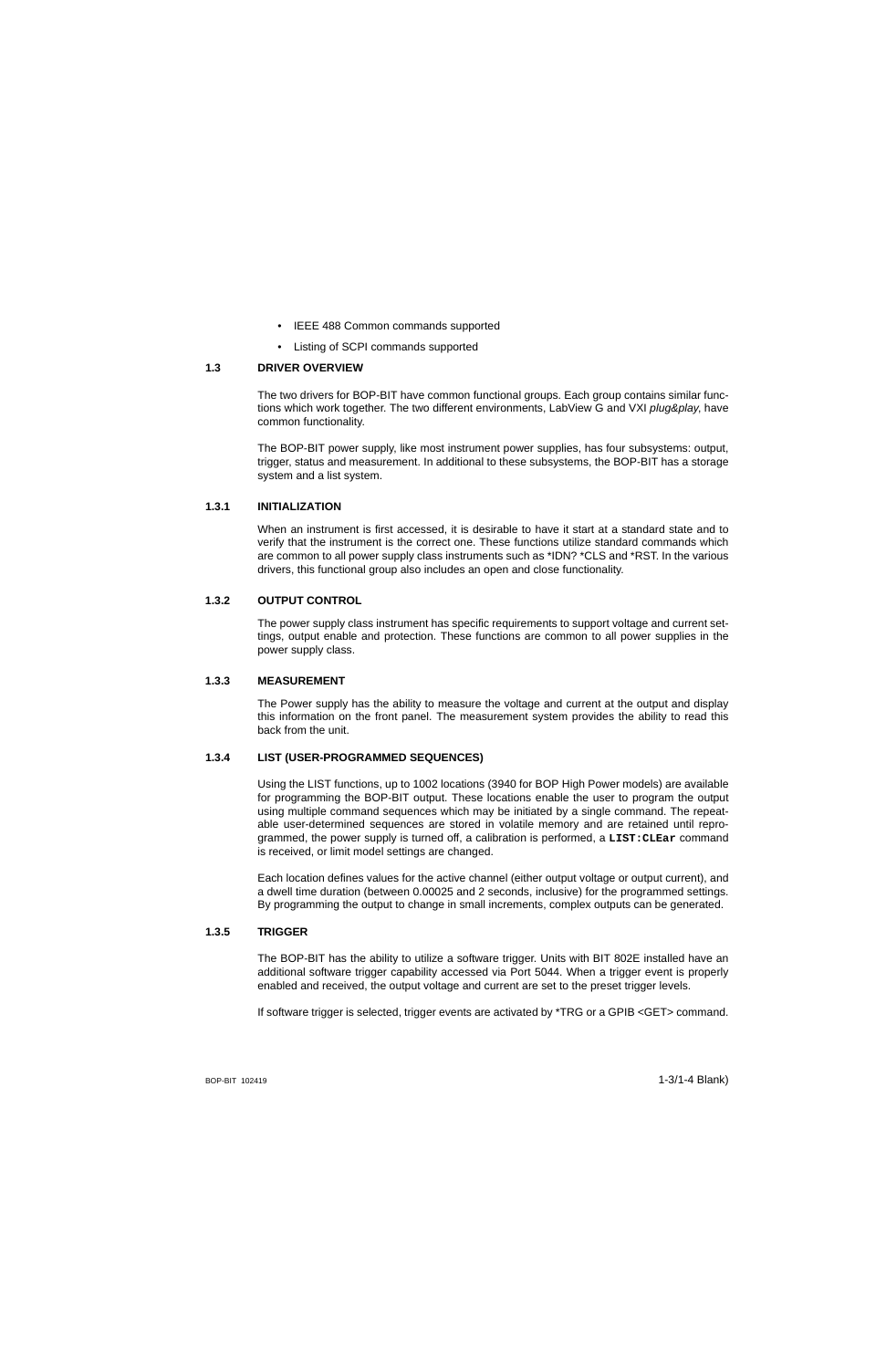- IEEE 488 Common commands supported
- Listing of SCPI commands supported

## 1.3 DRIVER OVERVIEW

The two drivers for BOP-BIT have common functional groups. Each group contains similar functions which work together. The two different environments, LabView G and VXI *plug&play*, have common functionality.

The BOP-BIT power supply, like most instrument power supplies, has four subsystems: output, trigger, status and measurement. In additional to these subsystems, the BOP-BIT has a storage system and a list system.

### 1.3.1 INITIALIZATION

When an instrument is first accessed, it is desirable to have it start at a standard state and to verify that the instrument is the correct one. These functions utilize standard commands which are common to all power supply class instruments such as *IDN? *CLS and *RST. In the various drivers, this functional group also includes an open and close functionality.

### 1.3.2 OUTPUT CONTROL

The power supply class instrument has specific requirements to support voltage and current settings, output enable and protection. These functions are common to all power supplies in the power supply class.

### 1.3.3 MEASUREMENT

The Power supply has the ability to measure the voltage and current at the output and display this information on the front panel. The measurement system provides the ability to read this back from the unit.

### 1.3.4 LIST (USER-PROGRAMMED SEQUENCES)

Using the LIST functions, up to 1002 locations (3940 for BOP High Power models) are available for programming the BOP-BIT output. These locations enable the user to program the output using multiple command sequences which may be initiated by a single command. The repeatable user-determined sequences are stored in volatile memory and are retained until reprogrammed, the power supply is turned off, a calibration is performed, a **`LIST:CLEar`** command is received, or limit model settings are changed.

Each location defines values for the active channel (either output voltage or output current), and a dwell time duration (between 0.00025 and 2 seconds, inclusive) for the programmed settings. By programming the output to change in small increments, complex outputs can be generated.

### 1.3.5 TRIGGER

The BOP-BIT has the ability to utilize a software trigger. Units with BIT 802E installed have an additional software trigger capability accessed via Port 5044. When a trigger event is properly enabled and received, the output voltage and current are set to the preset trigger levels.

If software trigger is selected, trigger events are activated by *TRG or a GPIB <GET> command.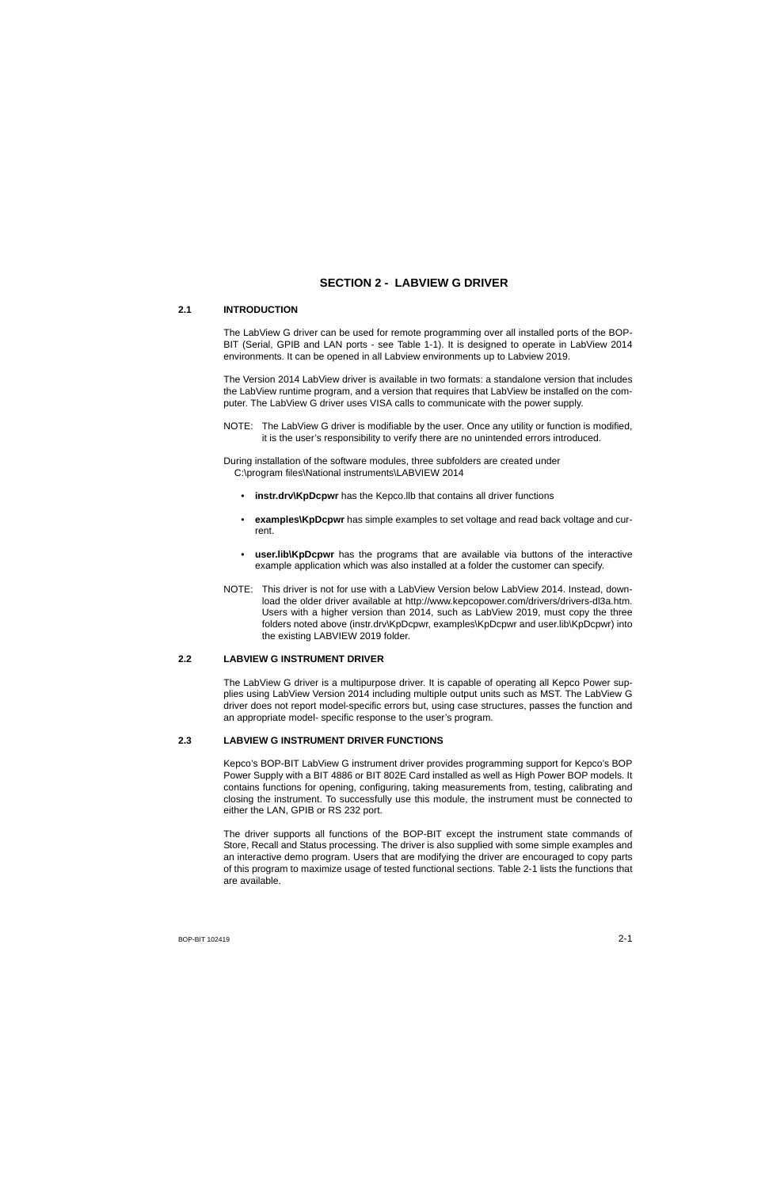# SECTION 2 - LABVIEW G DRIVER

## 2.1 INTRODUCTION

The LabView G driver can be used for remote programming over all installed ports of the BOP-BIT (Serial, GPIB and LAN ports - see Table 1-1). It is designed to operate in LabView 2014 environments. It can be opened in all Labview environments up to Labview 2019.

The Version 2014 LabView driver is available in two formats: a standalone version that includes the LabView runtime program, and a version that requires that LabView be installed on the computer. The LabView G driver uses VISA calls to communicate with the power supply.

NOTE: The LabView G driver is modifiable by the user. Once any utility or function is modified, it is the user's responsibility to verify there are no unintended errors introduced.

During installation of the software modules, three subfolders are created under
C:\program files\National instruments\LABVIEW 2014

- **instr.drv\KpDcpwr** has the Kepco.llb that contains all driver functions
- **examples\KpDcpwr** has simple examples to set voltage and read back voltage and current.
- **user.lib\KpDcpwr** has the programs that are available via buttons of the interactive example application which was also installed at a folder the customer can specify.

NOTE: This driver is not for use with a LabView Version below LabView 2014. Instead, download the older driver available at http://www.kepcopower.com/drivers/drivers-dl3a.htm. Users with a higher version than 2014, such as LabView 2019, must copy the three folders noted above (instr.drv\KpDcpwr, examples\KpDcpwr and user.lib\KpDcpwr) into the existing LABVIEW 2019 folder.

## 2.2 LABVIEW G INSTRUMENT DRIVER

The LabView G driver is a multipurpose driver. It is capable of operating all Kepco Power supplies using LabView Version 2014 including multiple output units such as MST. The LabView G driver does not report model-specific errors but, using case structures, passes the function and an appropriate model- specific response to the user's program.

## 2.3 LABVIEW G INSTRUMENT DRIVER FUNCTIONS

Kepco's BOP-BIT LabView G instrument driver provides programming support for Kepco's BOP Power Supply with a BIT 4886 or BIT 802E Card installed as well as High Power BOP models. It contains functions for opening, configuring, taking measurements from, testing, calibrating and closing the instrument. To successfully use this module, the instrument must be connected to either the LAN, GPIB or RS 232 port.

The driver supports all functions of the BOP-BIT except the instrument state commands of Store, Recall and Status processing. The driver is also supplied with some simple examples and an interactive demo program. Users that are modifying the driver are encouraged to copy parts of this program to maximize usage of tested functional sections. Table 2-1 lists the functions that are available.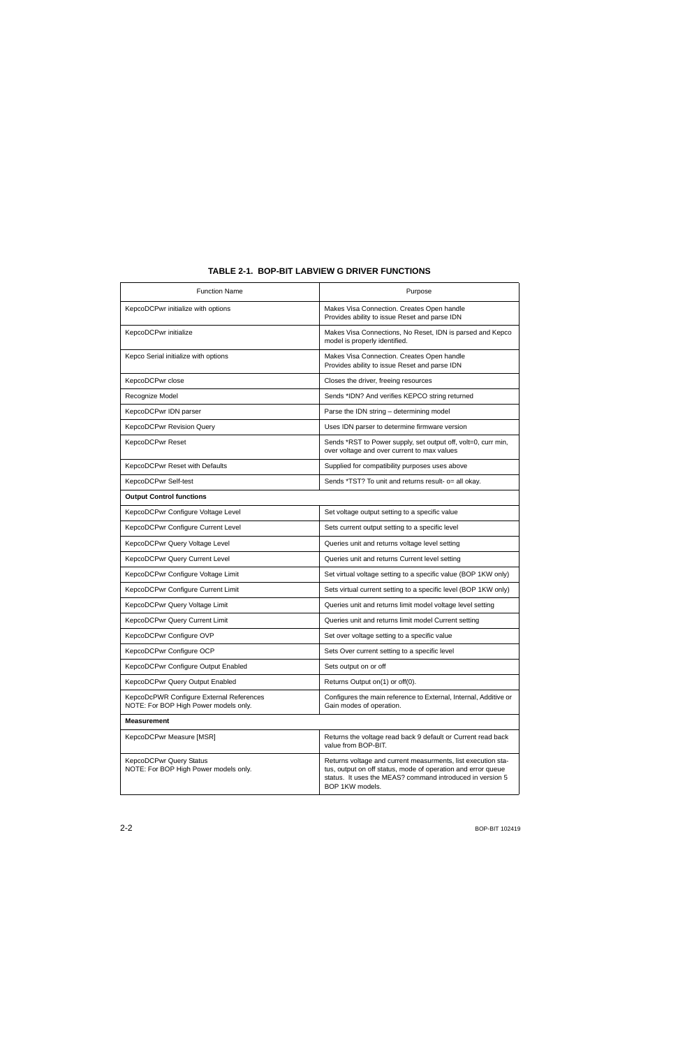**TABLE 2-1. BOP-BIT LABVIEW G DRIVER FUNCTIONS**

| Function Name | Purpose |
|---|---|
| KepcoDCPwr initialize with options | Makes Visa Connection. Creates Open handle<br>Provides ability to issue Reset and parse IDN |
| KepcoDCPwr initialize | Makes Visa Connections, No Reset, IDN is parsed and Kepco model is properly identified. |
| Kepco Serial initialize with options | Makes Visa Connection. Creates Open handle<br>Provides ability to issue Reset and parse IDN |
| KepcoDCPwr close | Closes the driver, freeing resources |
| Recognize Model | Sends *IDN? And verifies KEPCO string returned |
| KepcoDCPwr IDN parser | Parse the IDN string – determining model |
| KepcoDCPwr Revision Query | Uses IDN parser to determine firmware version |
| KepcoDCPwr Reset | Sends *RST to Power supply, set output off, volt=0, curr min, over voltage and over current to max values |
| KepcoDCPwr Reset with Defaults | Supplied for compatibility purposes uses above |
| KepcoDCPwr Self-test | Sends *TST? To unit and returns result- o= all okay. |
| **Output Control functions** | |
| KepcoDCPwr Configure Voltage Level | Set voltage output setting to a specific value |
| KepcoDCPwr Configure Current Level | Sets current output setting to a specific level |
| KepcoDCPwr Query Voltage Level | Queries unit and returns voltage level setting |
| KepcoDCPwr Query Current Level | Queries unit and returns Current level setting |
| KepcoDCPwr Configure Voltage Limit | Set virtual voltage setting to a specific value (BOP 1KW only) |
| KepcoDCPwr Configure Current Limit | Sets virtual current setting to a specific level (BOP 1KW only) |
| KepcoDCPwr Query Voltage Limit | Queries unit and returns limit model voltage level setting |
| KepcoDCPwr Query Current Limit | Queries unit and returns limit model Current setting |
| KepcoDCPwr Configure OVP | Set over voltage setting to a specific value |
| KepcoDCPwr Configure OCP | Sets Over current setting to a specific level |
| KepcoDCPwr Configure Output Enabled | Sets output on or off |
| KepcoDCPwr Query Output Enabled | Returns Output on(1) or off(0). |
| KepcoDcPWR Configure External References<br>NOTE: For BOP High Power models only. | Configures the main reference to External, Internal, Additive or Gain modes of operation. |
| **Measurement** | |
| KepcoDCPwr Measure [MSR] | Returns the voltage read back 9 default or Current read back value from BOP-BIT. |
| KepcoDCPwr Query Status<br>NOTE: For BOP High Power models only. | Returns voltage and current measurments, list execution status, output on off status, mode of operation and error queue status. It uses the MEAS? command introduced in version 5 BOP 1KW models. |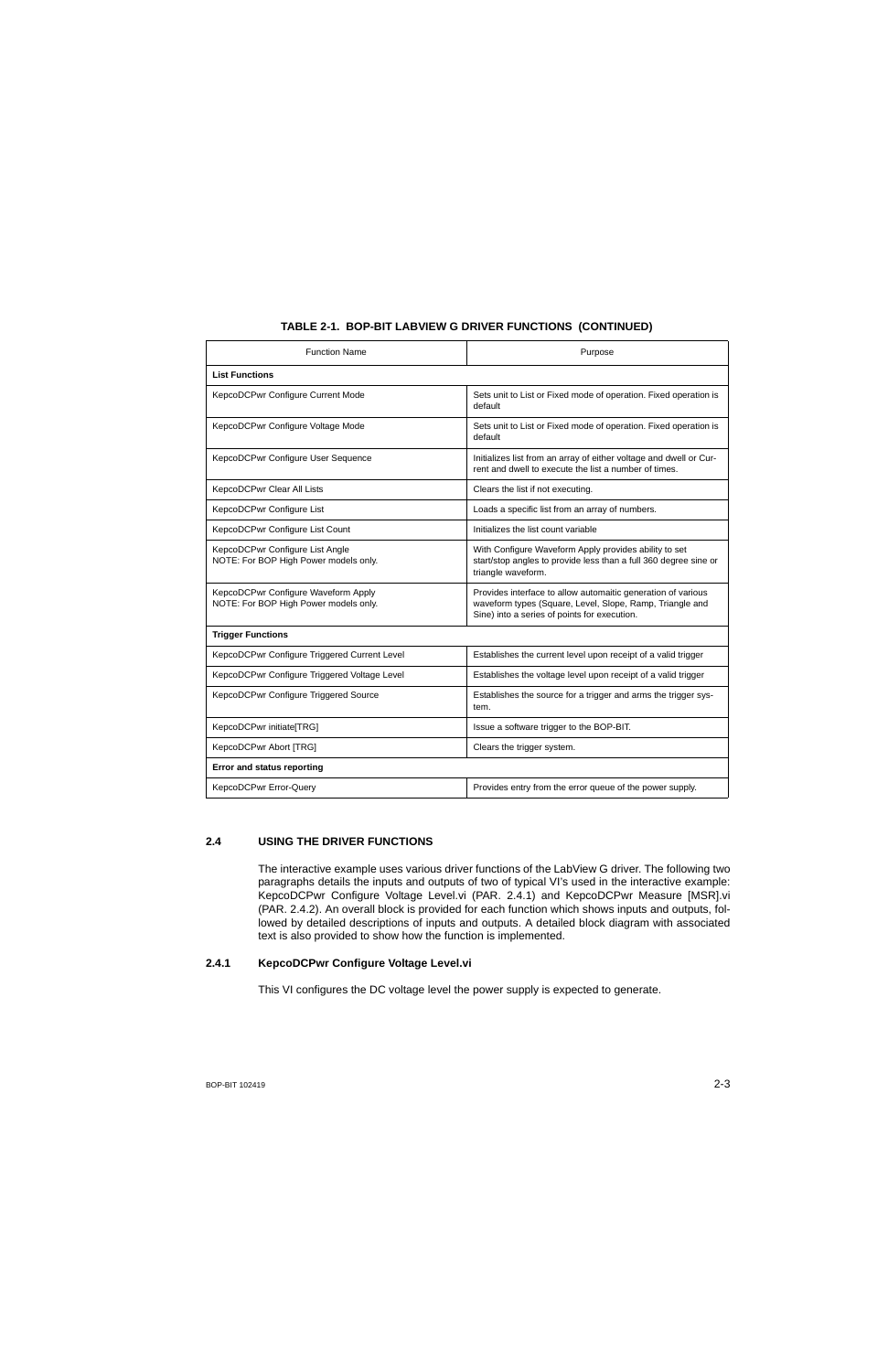**TABLE 2-1. BOP-BIT LABVIEW G DRIVER FUNCTIONS (CONTINUED)**

| Function Name | Purpose |
|---|---|
| **List Functions** | |
| KepcoDCPwr Configure Current Mode | Sets unit to List or Fixed mode of operation. Fixed operation is default |
| KepcoDCPwr Configure Voltage Mode | Sets unit to List or Fixed mode of operation. Fixed operation is default |
| KepcoDCPwr Configure User Sequence | Initializes list from an array of either voltage and dwell or Current and dwell to execute the list a number of times. |
| KepcoDCPwr Clear All Lists | Clears the list if not executing. |
| KepcoDCPwr Configure List | Loads a specific list from an array of numbers. |
| KepcoDCPwr Configure List Count | Initializes the list count variable |
| KepcoDCPwr Configure List Angle<br>NOTE: For BOP High Power models only. | With Configure Waveform Apply provides ability to set start/stop angles to provide less than a full 360 degree sine or triangle waveform. |
| KepcoDCPwr Configure Waveform Apply<br>NOTE: For BOP High Power models only. | Provides interface to allow automaitic generation of various waveform types (Square, Level, Slope, Ramp, Triangle and Sine) into a series of points for execution. |
| **Trigger Functions** | |
| KepcoDCPwr Configure Triggered Current Level | Establishes the current level upon receipt of a valid trigger |
| KepcoDCPwr Configure Triggered Voltage Level | Establishes the voltage level upon receipt of a valid trigger |
| KepcoDCPwr Configure Triggered Source | Establishes the source for a trigger and arms the trigger system. |
| KepcoDCPwr initiate[TRG] | Issue a software trigger to the BOP-BIT. |
| KepcoDCPwr Abort [TRG] | Clears the trigger system. |
| **Error and status reporting** | |
| KepcoDCPwr Error-Query | Provides entry from the error queue of the power supply. |

## 2.4 USING THE DRIVER FUNCTIONS

The interactive example uses various driver functions of the LabView G driver. The following two paragraphs details the inputs and outputs of two of typical VI's used in the interactive example: KepcoDCPwr Configure Voltage Level.vi (PAR. 2.4.1) and KepcoDCPwr Measure [MSR].vi (PAR. 2.4.2). An overall block is provided for each function which shows inputs and outputs, followed by detailed descriptions of inputs and outputs. A detailed block diagram with associated text is also provided to show how the function is implemented.

### 2.4.1 KepcoDCPwr Configure Voltage Level.vi

This VI configures the DC voltage level the power supply is expected to generate.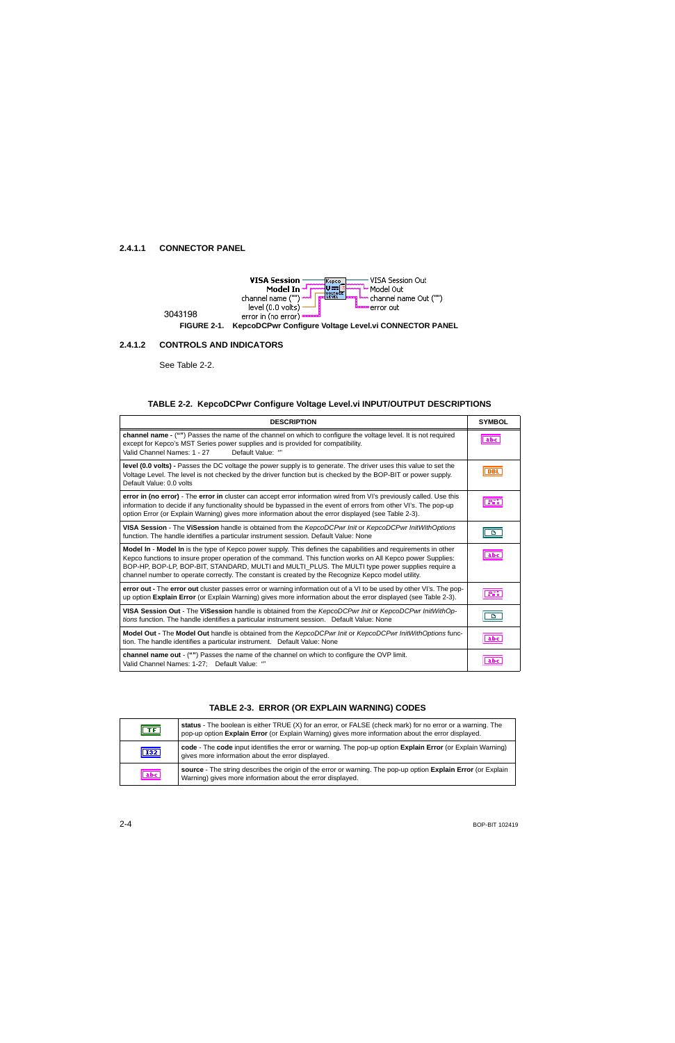#### 2.4.1.1 CONNECTOR PANEL

VISA Session — VISA Session Out
Model In — Model Out
channel name ("") — channel name Out ("")
level (0.0 volts) — error out
error in (no error)

3043198

**FIGURE 2-1. KepcoDCPwr Configure Voltage Level.vi CONNECTOR PANEL**

#### 2.4.1.2 CONTROLS AND INDICATORS

See Table 2-2.

**TABLE 2-2. KepcoDCPwr Configure Voltage Level.vi INPUT/OUTPUT DESCRIPTIONS**

| DESCRIPTION | SYMBOL |
|---|---|
| **channel name** - ("") Passes the name of the channel on which to configure the voltage level. It is not required except for Kepco's MST Series power supplies and is provided for compatibility.<br>Valid Channel Names: 1 - 27 Default Value: "" | abc |
| **level (0.0 volts)** - Passes the DC voltage the power supply is to generate. The driver uses this value to set the Voltage Level. The level is not checked by the driver function but is checked by the BOP-BIT or power supply. Default Value: 0.0 volts | DBL |
| **error in (no error)** - The **error in** cluster can accept error information wired from VI's previously called. Use this information to decide if any functionality should be bypassed in the event of errors from other VI's. The pop-up option Error (or Explain Warning) gives more information about the error displayed (see Table 2-3). | |
| **VISA Session** - The **ViSession** handle is obtained from the *KepcoDCPwr Init* or *KepcoDCPwr InitWithOptions* function. The handle identifies a particular instrument session. Default Value: None | |
| **Model In** - **Model In** is the type of Kepco power supply. This defines the capabilities and requirements in other Kepco functions to insure proper operation of the command. This function works on All Kepco power Supplies: BOP-HP, BOP-LP, BOP-BIT, STANDARD, MULTI and MULTI_PLUS. The MULTI type power supplies require a channel number to operate correctly. The constant is created by the Recognize Kepco model utility. | abc |
| **error out** - The **error out** cluster passes error or warning information out of a VI to be used by other VI's. The pop-up option **Explain Error** (or Explain Warning) gives more information about the error displayed (see Table 2-3). | |
| **VISA Session Out** - The **ViSession** handle is obtained from the *KepcoDCPwr Init* or *KepcoDCPwr InitWithOptions* function. The handle identifies a particular instrument session. Default Value: None | |
| **Model Out** - The **Model Out** handle is obtained from the *KepcoDCPwr Init* or *KepcoDCPwr InitWithOptions* function. The handle identifies a particular instrument. Default Value: None | abc |
| **channel name out** - ("") Passes the name of the channel on which to configure the OVP limit.<br>Valid Channel Names: 1-27; Default Value: "" | abc |

**TABLE 2-3. ERROR (OR EXPLAIN WARNING) CODES**

| | |
|---|---|
| TF | **status** - The boolean is either TRUE (X) for an error, or FALSE (check mark) for no error or a warning. The pop-up option **Explain Error** (or Explain Warning) gives more information about the error displayed. |
| I32 | **code** - The **code** input identifies the error or warning. The pop-up option **Explain Error** (or Explain Warning) gives more information about the error displayed. |
| abc | **source** - The string describes the origin of the error or warning. The pop-up option **Explain Error** (or Explain Warning) gives more information about the error displayed. |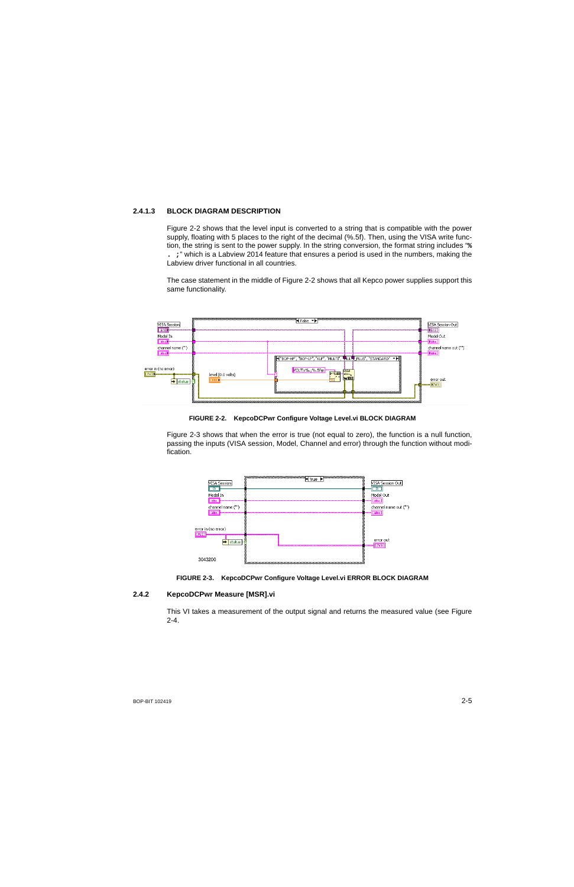#### 2.4.1.3 BLOCK DIAGRAM DESCRIPTION

Figure 2-2 shows that the level input is converted to a string that is compatible with the power supply, floating with 5 places to the right of the decimal (%.5f). Then, using the VISA write function, the string is sent to the power supply. In the string conversion, the format string includes "**% . ;**" which is a Labview 2014 feature that ensures a period is used in the numbers, making the Labview driver functional in all countries.

The case statement in the middle of Figure 2-2 shows that all Kepco power supplies support this same functionality.

**FIGURE 2-2. KepcoDCPwr Configure Voltage Level.vi BLOCK DIAGRAM**

Figure 2-3 shows that when the error is true (not equal to zero), the function is a null function, passing the inputs (VISA session, Model, Channel and error) through the function without modification.

**FIGURE 2-3. KepcoDCPwr Configure Voltage Level.vi ERROR BLOCK DIAGRAM**

### 2.4.2 KepcoDCPwr Measure [MSR].vi

This VI takes a measurement of the output signal and returns the measured value (see Figure 2-4.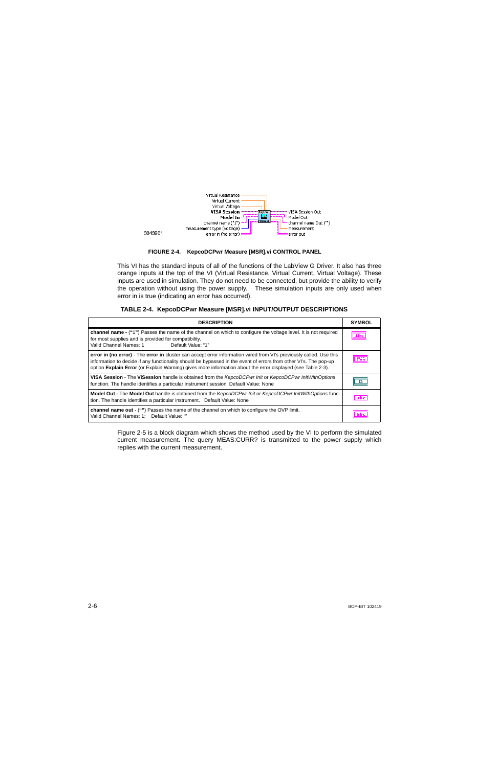Virtual Resistance
Virtual Current
Virtual Voltage
**VISA Session**
**Model In**
channel name ("1")
measurement type (voltage)
error in (no error)

VISA Session Out
Model Out
channel name Out ("")
measurement
error out

3043201

**FIGURE 2-4. KepcoDCPwr Measure [MSR].vi CONTROL PANEL**

This VI has the standard inputs of all of the functions of the LabView G Driver. It also has three orange inputs at the top of the VI (Virtual Resistance, Virtual Current, Virtual Voltage). These inputs are used in simulation. They do not need to be connected, but provide the ability to verify the operation without using the power supply. These simulation inputs are only used when error in is true (indicating an error has occurred).

**TABLE 2-4. KepcoDCPwr Measure [MSR].vi INPUT/OUTPUT DESCRIPTIONS**

| DESCRIPTION | SYMBOL |
|---|---|
| **channel name -** (**"1"**) Passes the name of the channel on which to configure the voltage level. It is not required for most supplies and is provided for compatibility.<br>Valid Channel Names: 1 Default Value: "1" | abc |
| **error in (no error)** - The **error in** cluster can accept error information wired from VI's previously called. Use this information to decide if any functionality should be bypassed in the event of errors from other VI's. The pop-up option **Explain Error** (or Explain Warning) gives more information about the error displayed (see Table 2-3). | TF |
| **VISA Session** - The **ViSession** handle is obtained from the *KepcoDCPwr Init* or *KepcoDCPwr InitWithOptions* function. The handle identifies a particular instrument session. Default Value: None | |
| **Model Out -** The **Model Out** handle is obtained from the *KepcoDCPwr Init* or *KepcoDCPwr InitWithOptions* function. The handle identifies a particular instrument. Default Value: None | abc |
| **channel name out** - (**""**) Passes the name of the channel on which to configure the OVP limit.<br>Valid Channel Names: 1; Default Value: "" | abc |

Figure 2-5 is a block diagram which shows the method used by the VI to perform the simulated current measurement. The query MEAS:CURR? is transmitted to the power supply which replies with the current measurement.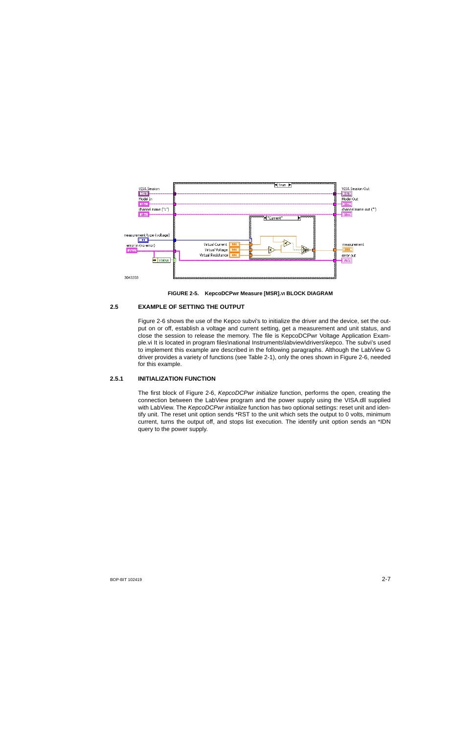FIGURE 2-5. KepcoDCPwr Measure [MSR].VI BLOCK DIAGRAM

## 2.5 EXAMPLE OF SETTING THE OUTPUT

Figure 2-6 shows the use of the Kepco subvi's to initialize the driver and the device, set the output on or off, establish a voltage and current setting, get a measurement and unit status, and close the session to release the memory. The file is KepcoDCPwr Voltage Application Example.vi It is located in program files\national Instruments\labview\drivers\kepco. The subvi's used to implement this example are described in the following paragraphs. Although the LabView G driver provides a variety of functions (see Table 2-1), only the ones shown in Figure 2-6, needed for this example.

### 2.5.1 INITIALIZATION FUNCTION

The first block of Figure 2-6, *KepcoDCPwr initialize* function, performs the open, creating the connection between the LabView program and the power supply using the VISA.dll supplied with LabView. The *KepcoDCPwr initialize* function has two optional settings: reset unit and identify unit. The reset unit option sends *RST to the unit which sets the output to 0 volts, minimum current, turns the output off, and stops list execution. The identify unit option sends an *IDN query to the power supply.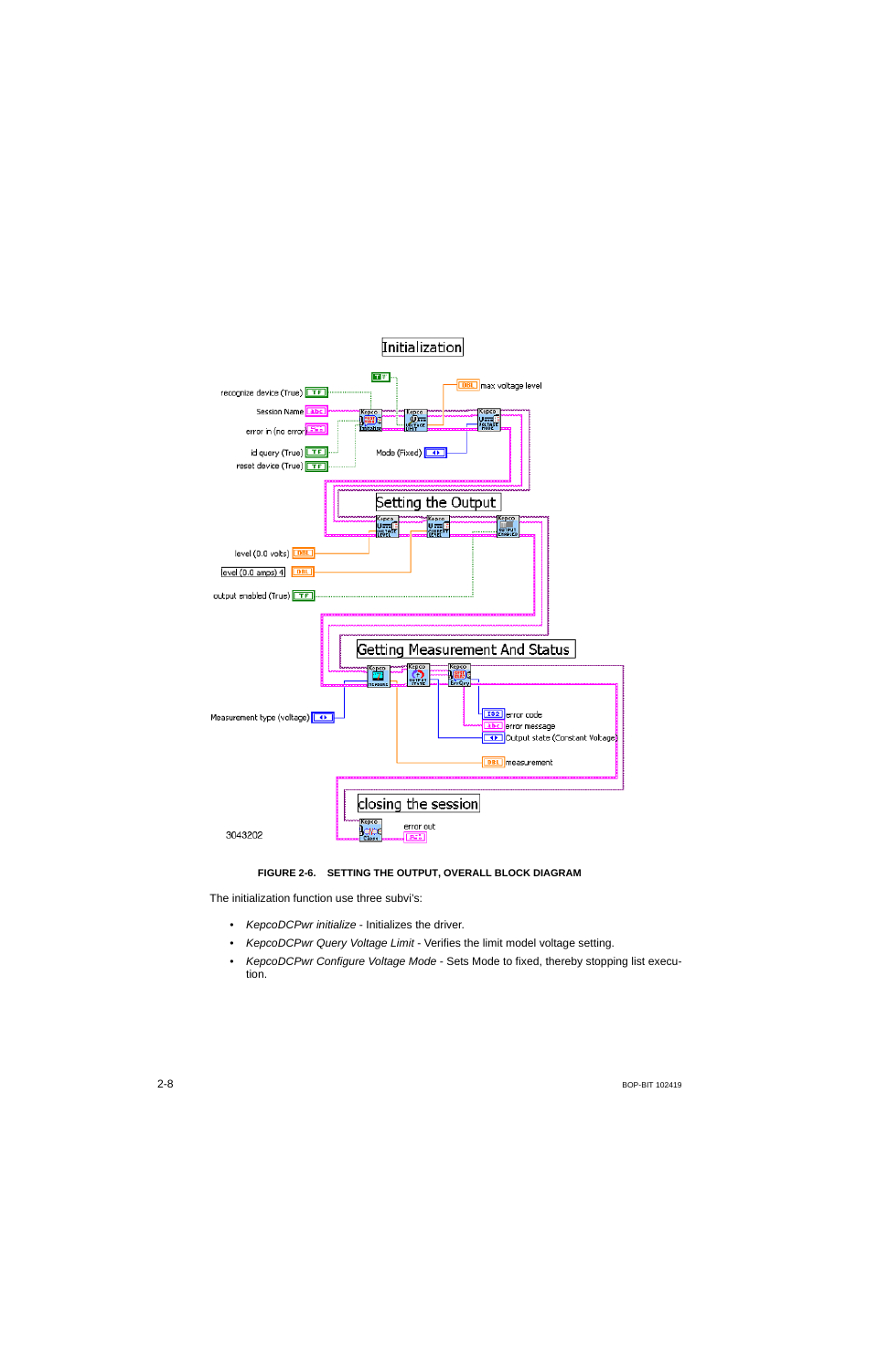Initialization

recognize device (True)

Session Name

error in (no error)

id query (True)

reset device (True)

max voltage level

Mode (Fixed)

Setting the Output

level (0.0 volts)

level (0.0 amps) 4

output enabled (True)

Getting Measurement And Status

Measurement type (voltage)

error code

error message

Output state (Constant Voltage)

measurement

closing the session

error out

3043202

**FIGURE 2-6. SETTING THE OUTPUT, OVERALL BLOCK DIAGRAM**

The initialization function use three subvi's:

- *KepcoDCPwr initialize* - Initializes the driver.
- *KepcoDCPwr Query Voltage Limit* - Verifies the limit model voltage setting.
- *KepcoDCPwr Configure Voltage Mode* - Sets Mode to fixed, thereby stopping list execution.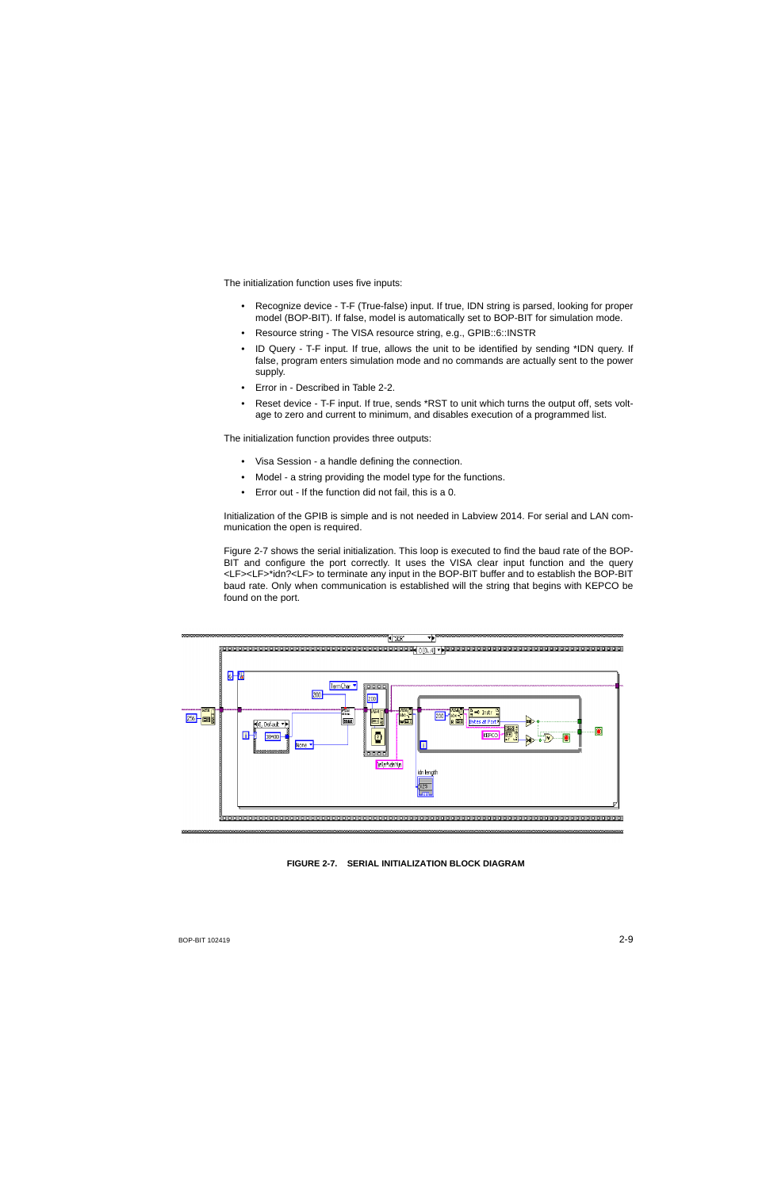The initialization function uses five inputs:

- Recognize device - T-F (True-false) input. If true, IDN string is parsed, looking for proper model (BOP-BIT). If false, model is automatically set to BOP-BIT for simulation mode.
- Resource string - The VISA resource string, e.g., GPIB::6::INSTR
- ID Query - T-F input. If true, allows the unit to be identified by sending *IDN query. If false, program enters simulation mode and no commands are actually sent to the power supply.
- Error in - Described in Table 2-2.
- Reset device - T-F input. If true, sends *RST to unit which turns the output off, sets voltage to zero and current to minimum, and disables execution of a programmed list.

The initialization function provides three outputs:

- Visa Session - a handle defining the connection.
- Model - a string providing the model type for the functions.
- Error out - If the function did not fail, this is a 0.

Initialization of the GPIB is simple and is not needed in Labview 2014. For serial and LAN communication the open is required.

Figure 2-7 shows the serial initialization. This loop is executed to find the baud rate of the BOP-BIT and configure the port correctly. It uses the VISA clear input function and the query <LF><LF>*idn?<LF> to terminate any input in the BOP-BIT buffer and to establish the BOP-BIT baud rate. Only when communication is established will the string that begins with KEPCO be found on the port.

**FIGURE 2-7. SERIAL INITIALIZATION BLOCK DIAGRAM**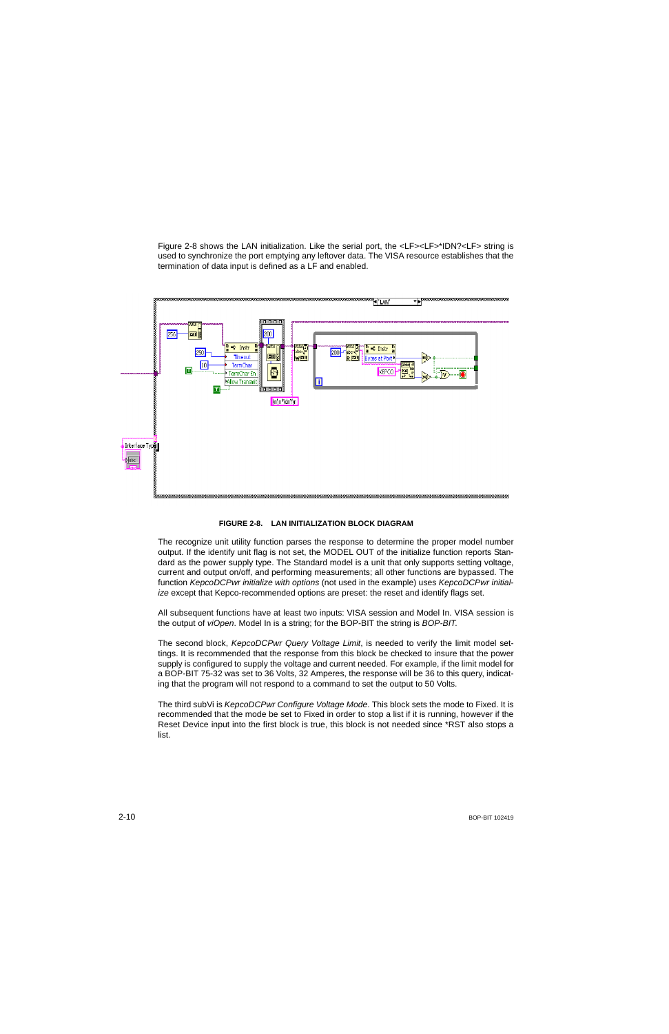Figure 2-8 shows the LAN initialization. Like the serial port, the <LF><LF>*IDN?<LF> string is used to synchronize the port emptying any leftover data. The VISA resource establishes that the termination of data input is defined as a LF and enabled.

**FIGURE 2-8. LAN INITIALIZATION BLOCK DIAGRAM**

The recognize unit utility function parses the response to determine the proper model number output. If the identify unit flag is not set, the MODEL OUT of the initialize function reports Standard as the power supply type. The Standard model is a unit that only supports setting voltage, current and output on/off, and performing measurements; all other functions are bypassed. The function *KepcoDCPwr initialize with options* (not used in the example) uses *KepcoDCPwr initialize* except that Kepco-recommended options are preset: the reset and identify flags set.

All subsequent functions have at least two inputs: VISA session and Model In. VISA session is the output of *viOpen*. Model In is a string; for the BOP-BIT the string is *BOP-BIT.*

The second block, *KepcoDCPwr Query Voltage Limit*, is needed to verify the limit model settings. It is recommended that the response from this block be checked to insure that the power supply is configured to supply the voltage and current needed. For example, if the limit model for a BOP-BIT 75-32 was set to 36 Volts, 32 Amperes, the response will be 36 to this query, indicating that the program will not respond to a command to set the output to 50 Volts.

The third subVi is *KepcoDCPwr Configure Voltage Mode*. This block sets the mode to Fixed. It is recommended that the mode be set to Fixed in order to stop a list if it is running, however if the Reset Device input into the first block is true, this block is not needed since *RST also stops a list.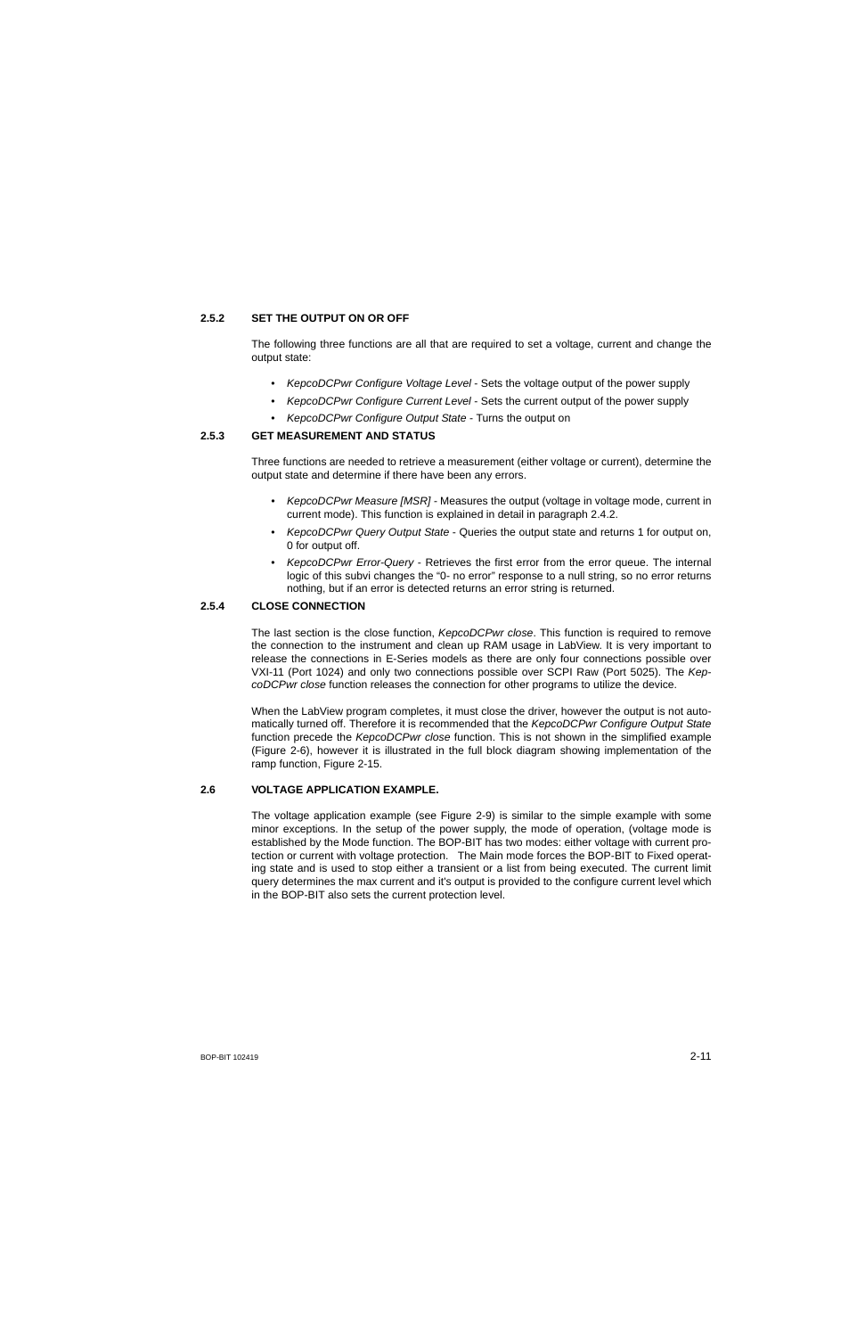### 2.5.2 SET THE OUTPUT ON OR OFF

The following three functions are all that are required to set a voltage, current and change the output state:

- *KepcoDCPwr Configure Voltage Level* - Sets the voltage output of the power supply
- *KepcoDCPwr Configure Current Level* - Sets the current output of the power supply
- *KepcoDCPwr Configure Output State* - Turns the output on

### 2.5.3 GET MEASUREMENT AND STATUS

Three functions are needed to retrieve a measurement (either voltage or current), determine the output state and determine if there have been any errors.

- *KepcoDCPwr Measure [MSR]* - Measures the output (voltage in voltage mode, current in current mode). This function is explained in detail in paragraph 2.4.2.
- *KepcoDCPwr Query Output State* - Queries the output state and returns 1 for output on, 0 for output off.
- *KepcoDCPwr Error-Query* - Retrieves the first error from the error queue. The internal logic of this subvi changes the "0- no error" response to a null string, so no error returns nothing, but if an error is detected returns an error string is returned.

### 2.5.4 CLOSE CONNECTION

The last section is the close function, *KepcoDCPwr close*. This function is required to remove the connection to the instrument and clean up RAM usage in LabView. It is very important to release the connections in E-Series models as there are only four connections possible over VXI-11 (Port 1024) and only two connections possible over SCPI Raw (Port 5025). The *KepcoDCPwr close* function releases the connection for other programs to utilize the device.

When the LabView program completes, it must close the driver, however the output is not automatically turned off. Therefore it is recommended that the *KepcoDCPwr Configure Output State* function precede the *KepcoDCPwr close* function. This is not shown in the simplified example (Figure 2-6), however it is illustrated in the full block diagram showing implementation of the ramp function, Figure 2-15.

## 2.6 VOLTAGE APPLICATION EXAMPLE.

The voltage application example (see Figure 2-9) is similar to the simple example with some minor exceptions. In the setup of the power supply, the mode of operation, (voltage mode is established by the Mode function. The BOP-BIT has two modes: either voltage with current protection or current with voltage protection.  The Main mode forces the BOP-BIT to Fixed operating state and is used to stop either a transient or a list from being executed. The current limit query determines the max current and it's output is provided to the configure current level which in the BOP-BIT also sets the current protection level.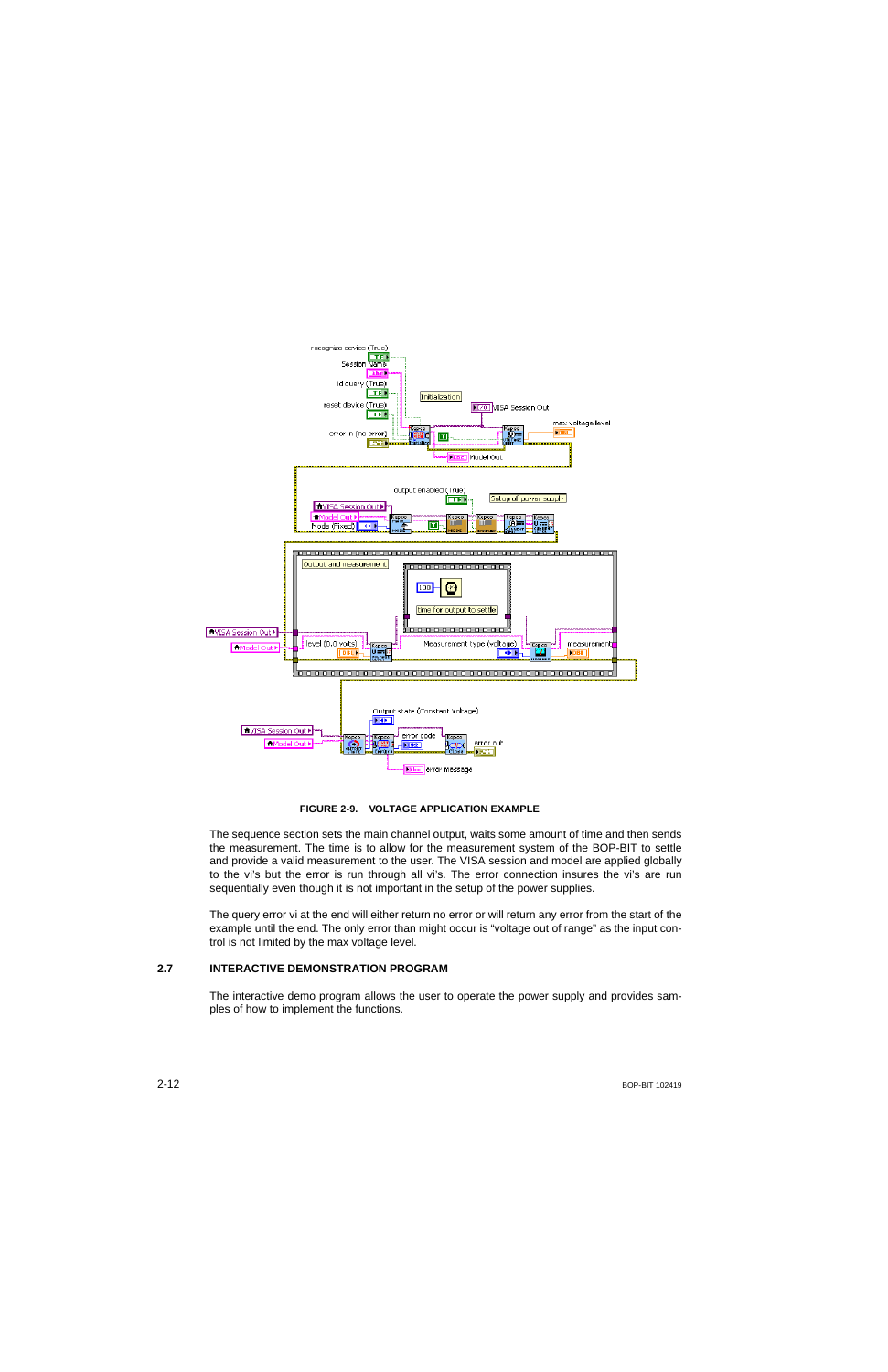**FIGURE 2-9. VOLTAGE APPLICATION EXAMPLE**

The sequence section sets the main channel output, waits some amount of time and then sends the measurement. The time is to allow for the measurement system of the BOP-BIT to settle and provide a valid measurement to the user. The VISA session and model are applied globally to the vi's but the error is run through all vi's. The error connection insures the vi's are run sequentially even though it is not important in the setup of the power supplies.

The query error vi at the end will either return no error or will return any error from the start of the example until the end. The only error than might occur is "voltage out of range" as the input control is not limited by the max voltage level.

## 2.7 INTERACTIVE DEMONSTRATION PROGRAM

The interactive demo program allows the user to operate the power supply and provides samples of how to implement the functions.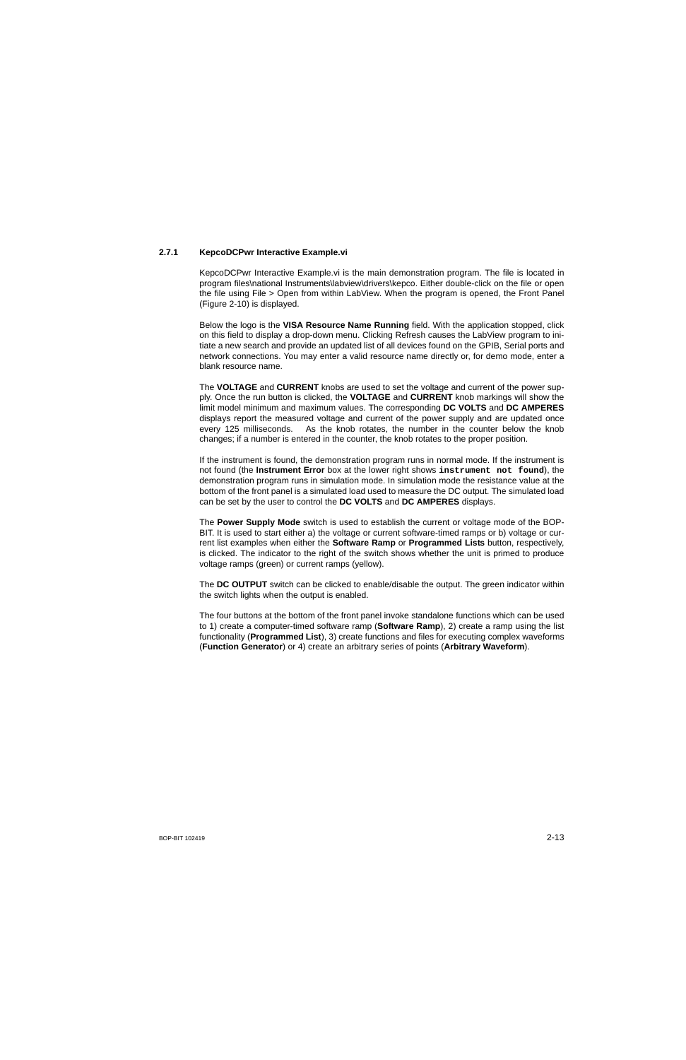### 2.7.1 KepcoDCPwr Interactive Example.vi

KepcoDCPwr Interactive Example.vi is the main demonstration program. The file is located in program files\national Instruments\labview\drivers\kepco. Either double-click on the file or open the file using File > Open from within LabView. When the program is opened, the Front Panel (Figure 2-10) is displayed.

Below the logo is the **VISA Resource Name Running** field. With the application stopped, click on this field to display a drop-down menu. Clicking Refresh causes the LabView program to initiate a new search and provide an updated list of all devices found on the GPIB, Serial ports and network connections. You may enter a valid resource name directly or, for demo mode, enter a blank resource name.

The **VOLTAGE** and **CURRENT** knobs are used to set the voltage and current of the power supply. Once the run button is clicked, the **VOLTAGE** and **CURRENT** knob markings will show the limit model minimum and maximum values. The corresponding **DC VOLTS** and **DC AMPERES** displays report the measured voltage and current of the power supply and are updated once every 125 milliseconds. As the knob rotates, the number in the counter below the knob changes; if a number is entered in the counter, the knob rotates to the proper position.

If the instrument is found, the demonstration program runs in normal mode. If the instrument is not found (the **Instrument Error** box at the lower right shows **`instrument not found`**), the demonstration program runs in simulation mode. In simulation mode the resistance value at the bottom of the front panel is a simulated load used to measure the DC output. The simulated load can be set by the user to control the **DC VOLTS** and **DC AMPERES** displays.

The **Power Supply Mode** switch is used to establish the current or voltage mode of the BOP-BIT. It is used to start either a) the voltage or current software-timed ramps or b) voltage or current list examples when either the **Software Ramp** or **Programmed Lists** button, respectively, is clicked. The indicator to the right of the switch shows whether the unit is primed to produce voltage ramps (green) or current ramps (yellow).

The **DC OUTPUT** switch can be clicked to enable/disable the output. The green indicator within the switch lights when the output is enabled.

The four buttons at the bottom of the front panel invoke standalone functions which can be used to 1) create a computer-timed software ramp (**Software Ramp**), 2) create a ramp using the list functionality (**Programmed List**), 3) create functions and files for executing complex waveforms (**Function Generator**) or 4) create an arbitrary series of points (**Arbitrary Waveform**).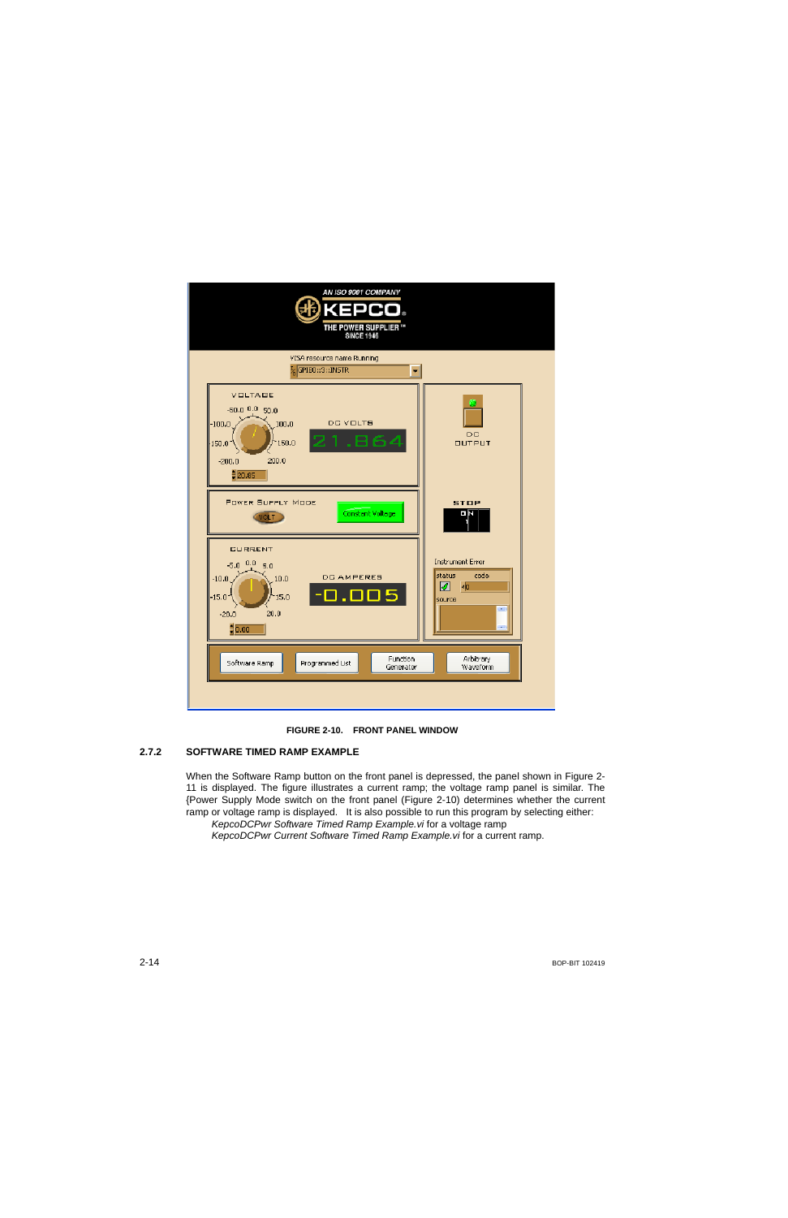FIGURE 2-10. FRONT PANEL WINDOW

### 2.7.2 SOFTWARE TIMED RAMP EXAMPLE

When the Software Ramp button on the front panel is depressed, the panel shown in Figure 2-11 is displayed. The figure illustrates a current ramp; the voltage ramp panel is similar. The {Power Supply Mode switch on the front panel (Figure 2-10) determines whether the current ramp or voltage ramp is displayed. It is also possible to run this program by selecting either:

*KepcoDCPwr Software Timed Ramp Example.vi* for a voltage ramp
*KepcoDCPwr Current Software Timed Ramp Example.vi* for a current ramp.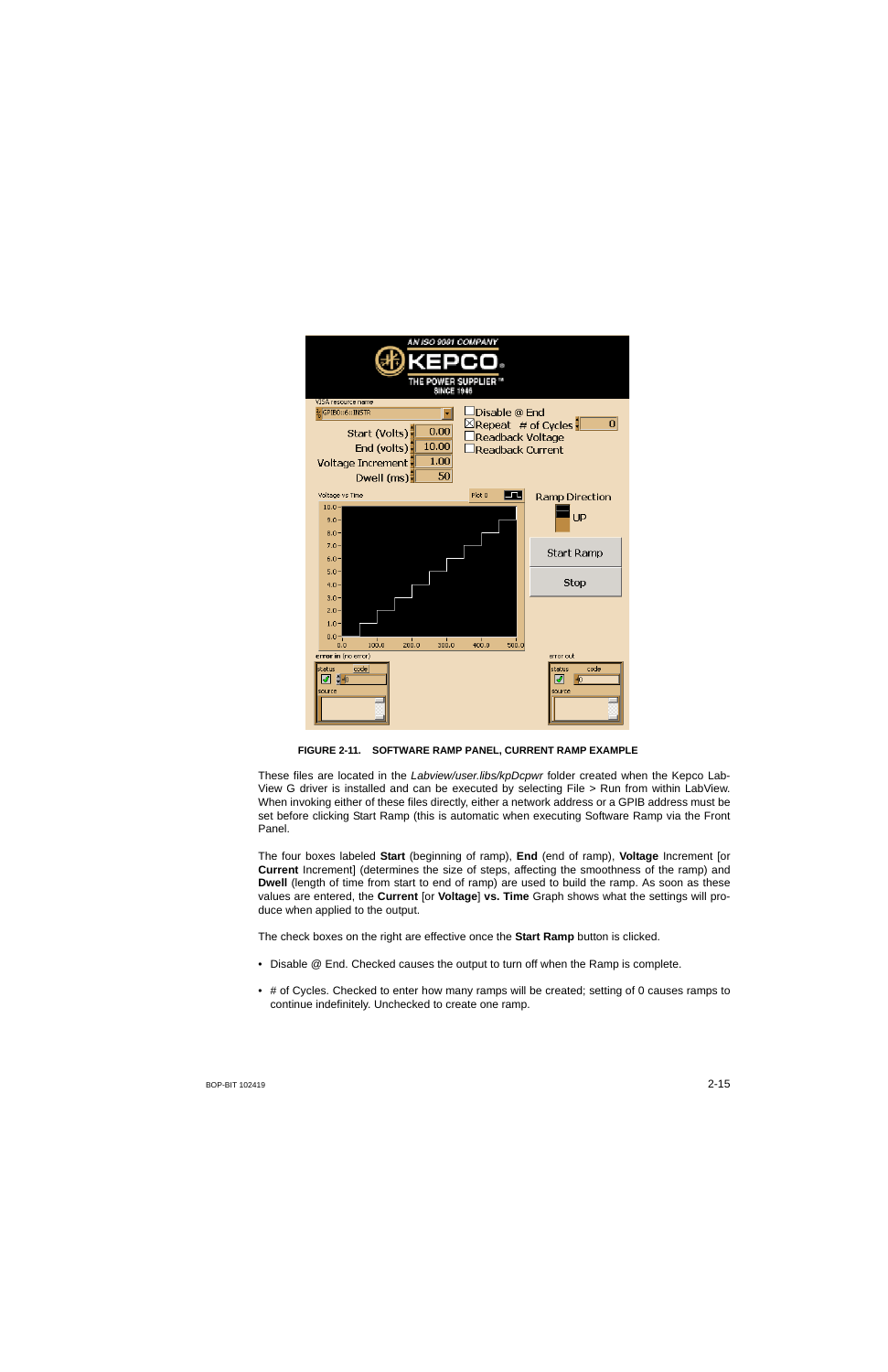**FIGURE 2-11. SOFTWARE RAMP PANEL, CURRENT RAMP EXAMPLE**

These files are located in the *Labview/user.libs/kpDcpwr* folder created when the Kepco Lab-View G driver is installed and can be executed by selecting File > Run from within LabView. When invoking either of these files directly, either a network address or a GPIB address must be set before clicking Start Ramp (this is automatic when executing Software Ramp via the Front Panel.

The four boxes labeled **Start** (beginning of ramp), **End** (end of ramp), **Voltage** Increment [or **Current** Increment] (determines the size of steps, affecting the smoothness of the ramp) and **Dwell** (length of time from start to end of ramp) are used to build the ramp. As soon as these values are entered, the **Current** [or **Voltage**] **vs. Time** Graph shows what the settings will produce when applied to the output.

The check boxes on the right are effective once the **Start Ramp** button is clicked.

- Disable @ End. Checked causes the output to turn off when the Ramp is complete.
- # of Cycles. Checked to enter how many ramps will be created; setting of 0 causes ramps to continue indefinitely. Unchecked to create one ramp.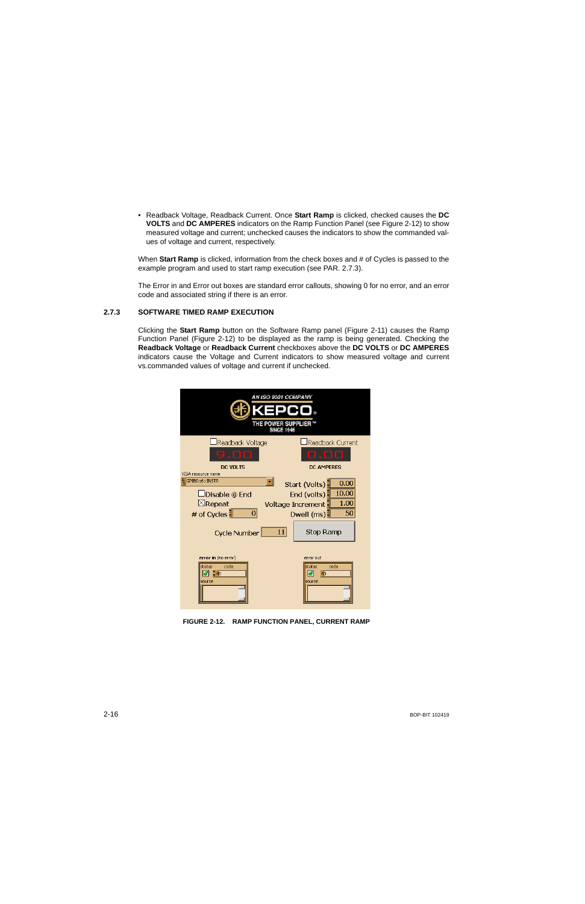- Readback Voltage, Readback Current. Once **Start Ramp** is clicked, checked causes the **DC VOLTS** and **DC AMPERES** indicators on the Ramp Function Panel (see Figure 2-12) to show measured voltage and current; unchecked causes the indicators to show the commanded values of voltage and current, respectively.

When **Start Ramp** is clicked, information from the check boxes and # of Cycles is passed to the example program and used to start ramp execution (see PAR. 2.7.3).

The Error in and Error out boxes are standard error callouts, showing 0 for no error, and an error code and associated string if there is an error.

### 2.7.3 SOFTWARE TIMED RAMP EXECUTION

Clicking the **Start Ramp** button on the Software Ramp panel (Figure 2-11) causes the Ramp Function Panel (Figure 2-12) to be displayed as the ramp is being generated. Checking the **Readback Voltage** or **Readback Current** checkboxes above the **DC VOLTS** or **DC AMPERES** indicators cause the Voltage and Current indicators to show measured voltage and current vs.commanded values of voltage and current if unchecked.

FIGURE 2-12. RAMP FUNCTION PANEL, CURRENT RAMP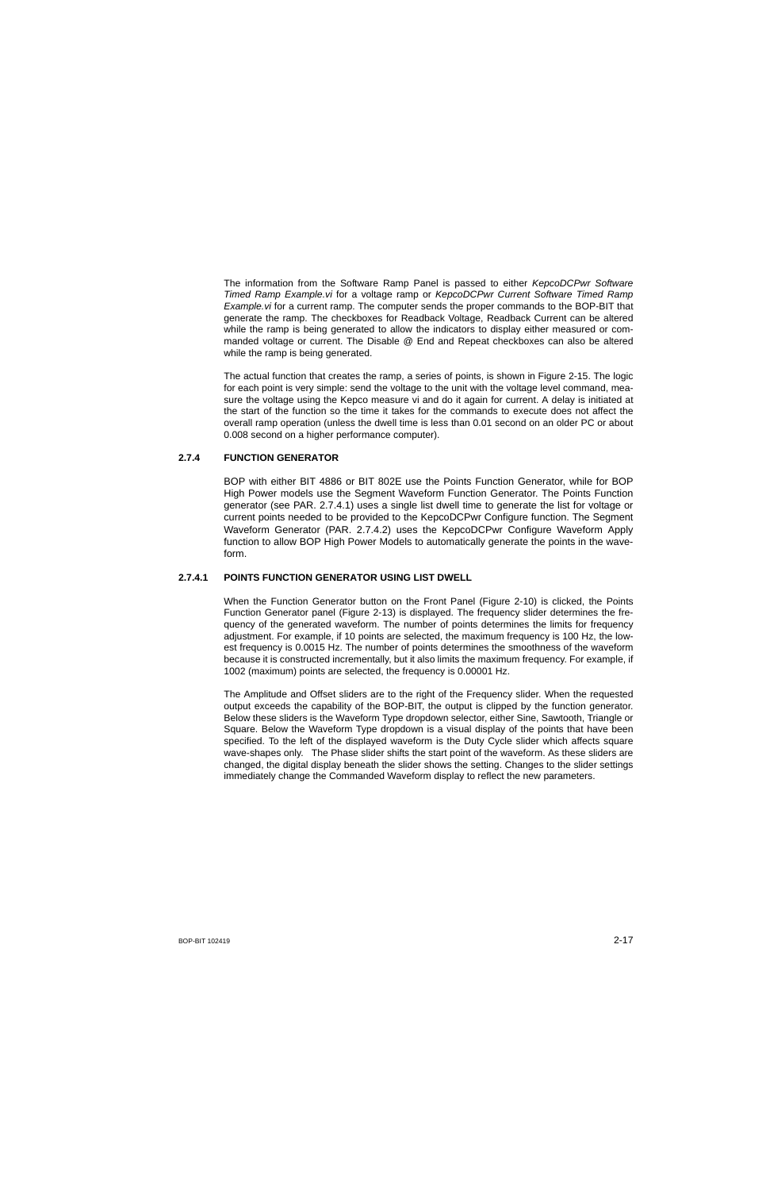The information from the Software Ramp Panel is passed to either *KepcoDCPwr Software Timed Ramp Example.vi* for a voltage ramp or *KepcoDCPwr Current Software Timed Ramp Example.vi* for a current ramp. The computer sends the proper commands to the BOP-BIT that generate the ramp. The checkboxes for Readback Voltage, Readback Current can be altered while the ramp is being generated to allow the indicators to display either measured or commanded voltage or current. The Disable @ End and Repeat checkboxes can also be altered while the ramp is being generated.

The actual function that creates the ramp, a series of points, is shown in Figure 2-15. The logic for each point is very simple: send the voltage to the unit with the voltage level command, measure the voltage using the Kepco measure vi and do it again for current. A delay is initiated at the start of the function so the time it takes for the commands to execute does not affect the overall ramp operation (unless the dwell time is less than 0.01 second on an older PC or about 0.008 second on a higher performance computer).

### 2.7.4 FUNCTION GENERATOR

BOP with either BIT 4886 or BIT 802E use the Points Function Generator, while for BOP High Power models use the Segment Waveform Function Generator. The Points Function generator (see PAR. 2.7.4.1) uses a single list dwell time to generate the list for voltage or current points needed to be provided to the KepcoDCPwr Configure function. The Segment Waveform Generator (PAR. 2.7.4.2) uses the KepcoDCPwr Configure Waveform Apply function to allow BOP High Power Models to automatically generate the points in the waveform.

#### 2.7.4.1 POINTS FUNCTION GENERATOR USING LIST DWELL

When the Function Generator button on the Front Panel (Figure 2-10) is clicked, the Points Function Generator panel (Figure 2-13) is displayed. The frequency slider determines the frequency of the generated waveform. The number of points determines the limits for frequency adjustment. For example, if 10 points are selected, the maximum frequency is 100 Hz, the lowest frequency is 0.0015 Hz. The number of points determines the smoothness of the waveform because it is constructed incrementally, but it also limits the maximum frequency. For example, if 1002 (maximum) points are selected, the frequency is 0.00001 Hz.

The Amplitude and Offset sliders are to the right of the Frequency slider. When the requested output exceeds the capability of the BOP-BIT, the output is clipped by the function generator. Below these sliders is the Waveform Type dropdown selector, either Sine, Sawtooth, Triangle or Square. Below the Waveform Type dropdown is a visual display of the points that have been specified. To the left of the displayed waveform is the Duty Cycle slider which affects square wave-shapes only. The Phase slider shifts the start point of the waveform. As these sliders are changed, the digital display beneath the slider shows the setting. Changes to the slider settings immediately change the Commanded Waveform display to reflect the new parameters.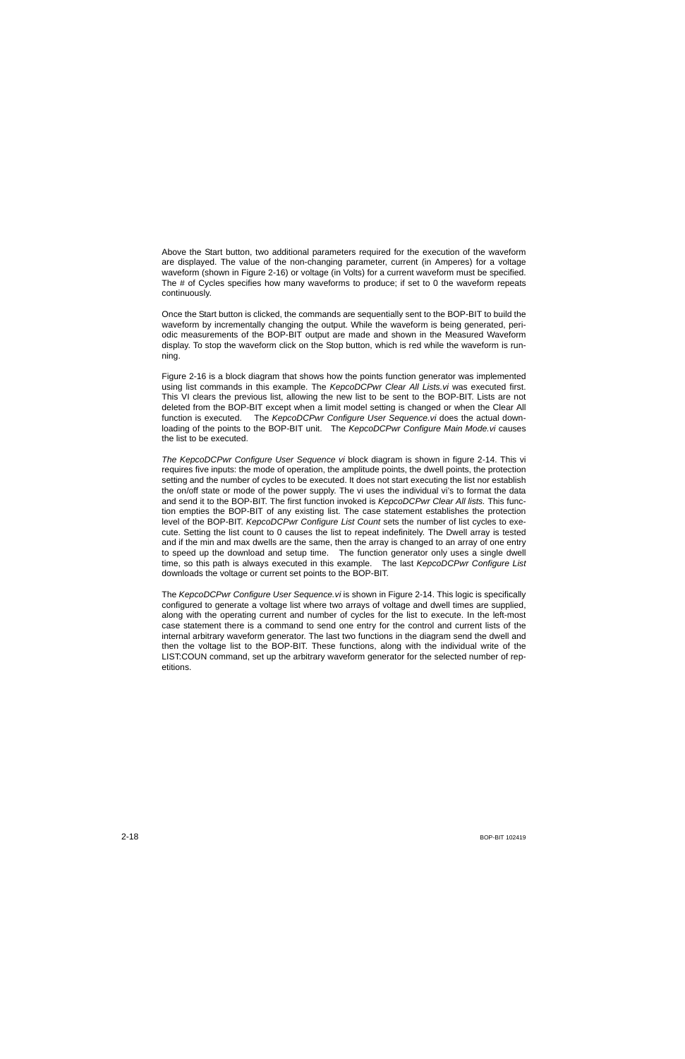Above the Start button, two additional parameters required for the execution of the waveform are displayed. The value of the non-changing parameter, current (in Amperes) for a voltage waveform (shown in Figure 2-16) or voltage (in Volts) for a current waveform must be specified. The # of Cycles specifies how many waveforms to produce; if set to 0 the waveform repeats continuously.

Once the Start button is clicked, the commands are sequentially sent to the BOP-BIT to build the waveform by incrementally changing the output. While the waveform is being generated, periodic measurements of the BOP-BIT output are made and shown in the Measured Waveform display. To stop the waveform click on the Stop button, which is red while the waveform is running.

Figure 2-16 is a block diagram that shows how the points function generator was implemented using list commands in this example. The *KepcoDCPwr Clear All Lists.vi* was executed first. This VI clears the previous list, allowing the new list to be sent to the BOP-BIT. Lists are not deleted from the BOP-BIT except when a limit model setting is changed or when the Clear All function is executed. The *KepcoDCPwr Configure User Sequence.vi* does the actual downloading of the points to the BOP-BIT unit. The *KepcoDCPwr Configure Main Mode.vi* causes the list to be executed.

*The KepcoDCPwr Configure User Sequence vi* block diagram is shown in figure 2-14. This vi requires five inputs: the mode of operation, the amplitude points, the dwell points, the protection setting and the number of cycles to be executed. It does not start executing the list nor establish the on/off state or mode of the power supply. The vi uses the individual vi's to format the data and send it to the BOP-BIT. The first function invoked is *KepcoDCPwr Clear All lists.* This function empties the BOP-BIT of any existing list. The case statement establishes the protection level of the BOP-BIT. *KepcoDCPwr Configure List Count* sets the number of list cycles to execute. Setting the list count to 0 causes the list to repeat indefinitely. The Dwell array is tested and if the min and max dwells are the same, then the array is changed to an array of one entry to speed up the download and setup time. The function generator only uses a single dwell time, so this path is always executed in this example. The last *KepcoDCPwr Configure List* downloads the voltage or current set points to the BOP-BIT.

The *KepcoDCPwr Configure User Sequence.vi* is shown in Figure 2-14. This logic is specifically configured to generate a voltage list where two arrays of voltage and dwell times are supplied, along with the operating current and number of cycles for the list to execute. In the left-most case statement there is a command to send one entry for the control and current lists of the internal arbitrary waveform generator. The last two functions in the diagram send the dwell and then the voltage list to the BOP-BIT. These functions, along with the individual write of the LIST:COUN command, set up the arbitrary waveform generator for the selected number of repetitions.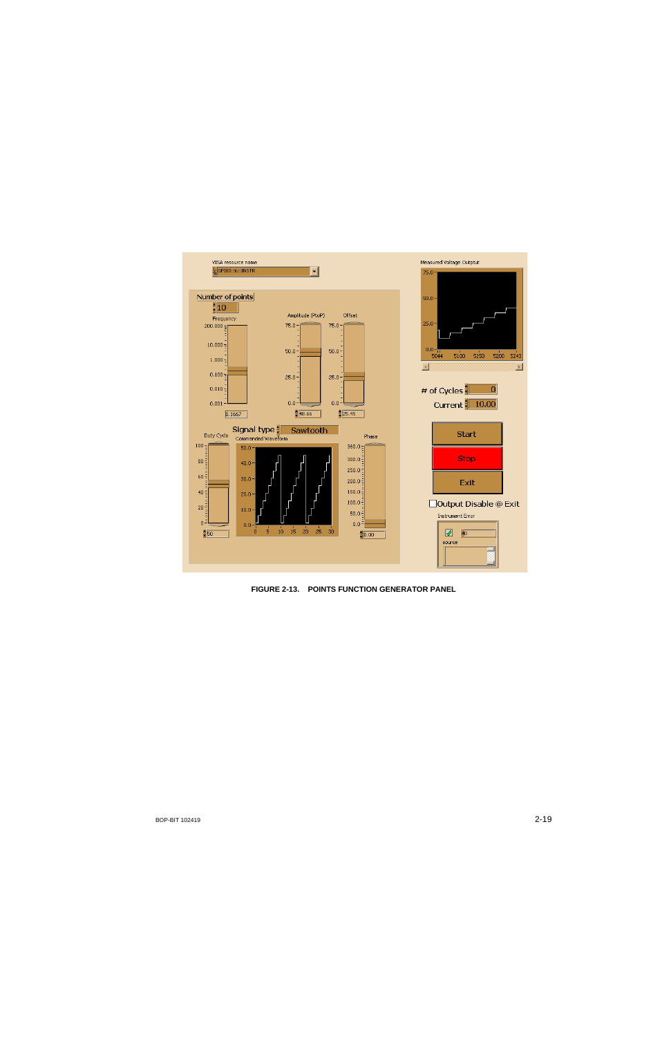FIGURE 2-13. POINTS FUNCTION GENERATOR PANEL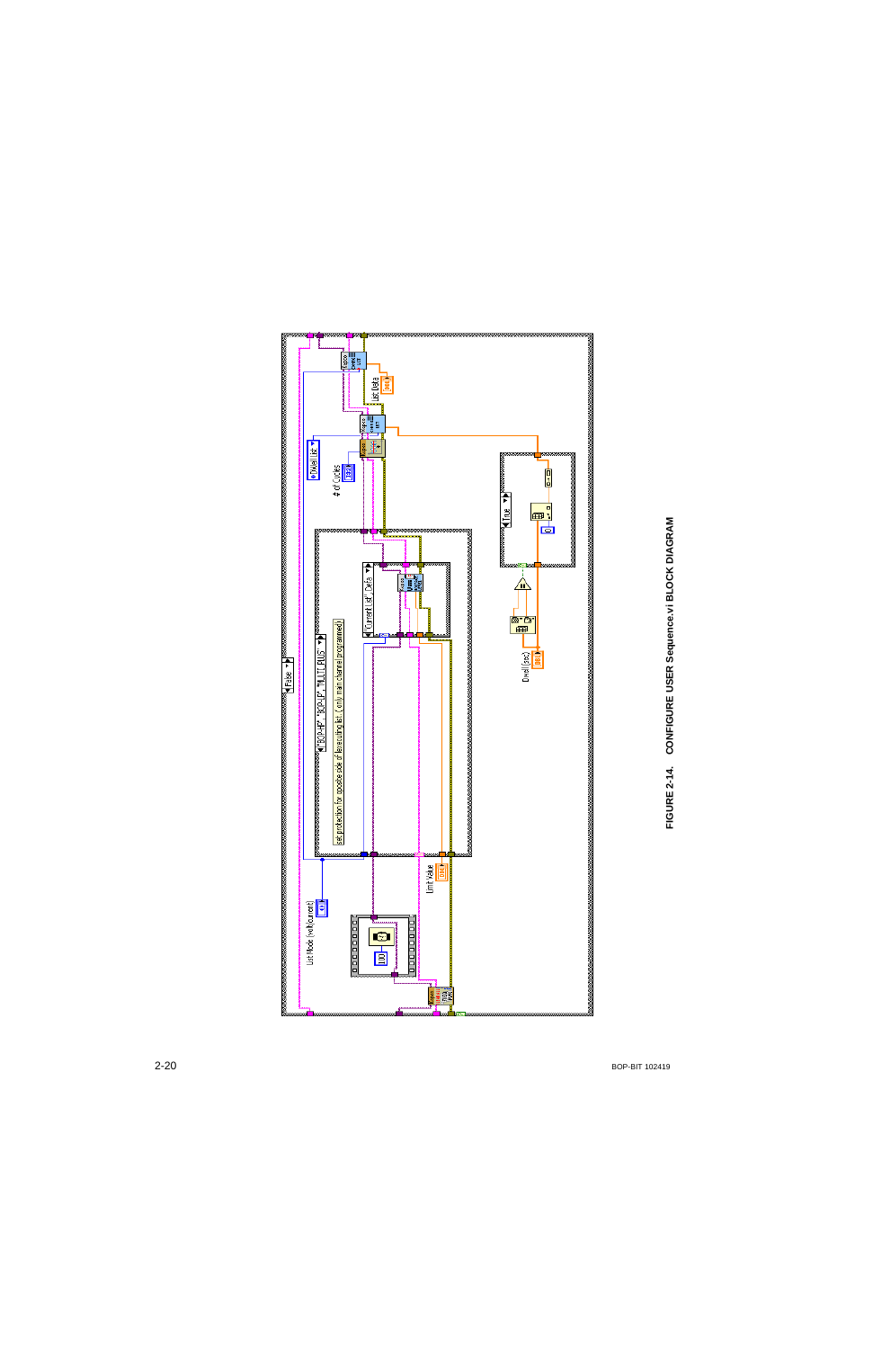FIGURE 2-14. CONFIGURE USER Sequence.vi BLOCK DIAGRAM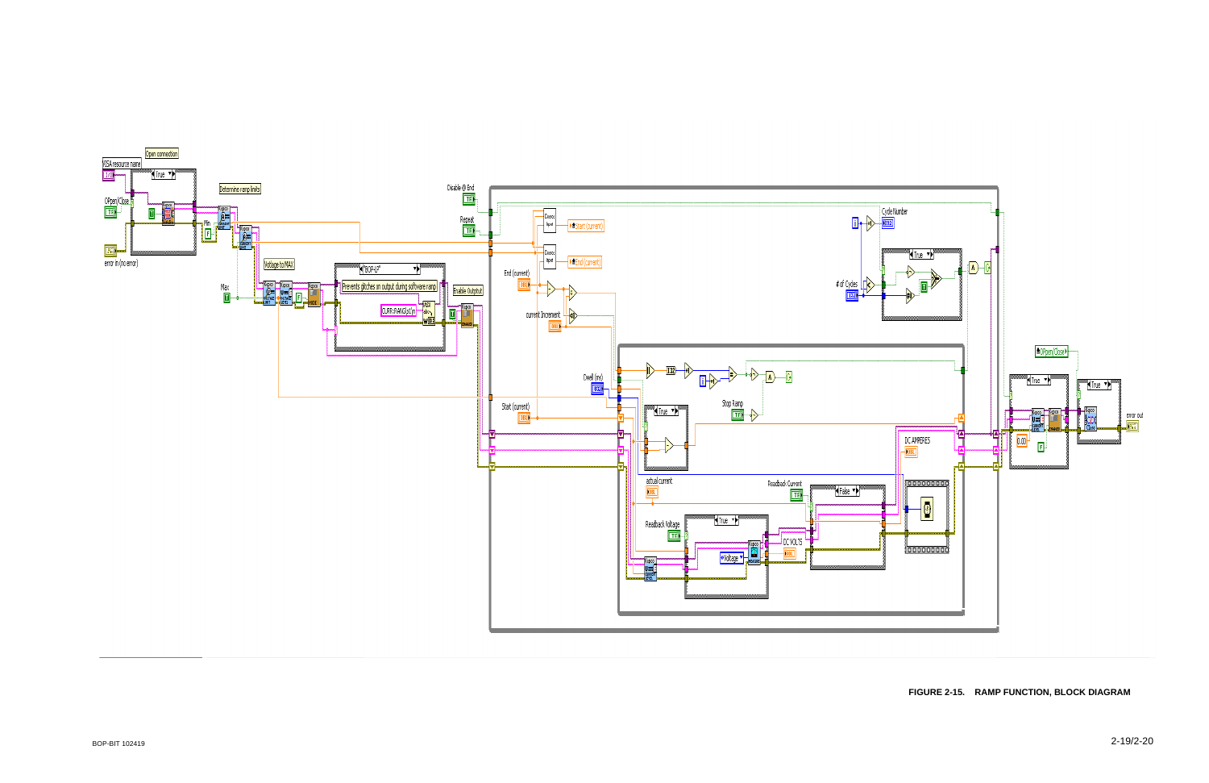VISA resource name

Open connection

OPen/Close

error in (no error)

Determine ramp limits

Min

Max

Voltage to MAX

"BOP-U"

Prevents glitches in output during software ramp

CURR:RANG(s1\n

Enable Output

Disable @ End

Repeat

Start (current)

End (current)

End (current)

current Increment

Dwell (ms)

Start (current)

Stop Ramp

actual current

Readback Voltage

Voltage

DC VOLTS

Readback Current

DC AMPERES

Cycle Number

# of Cycles

OPen/Close

error out

**FIGURE 2-15. RAMP FUNCTION, BLOCK DIAGRAM**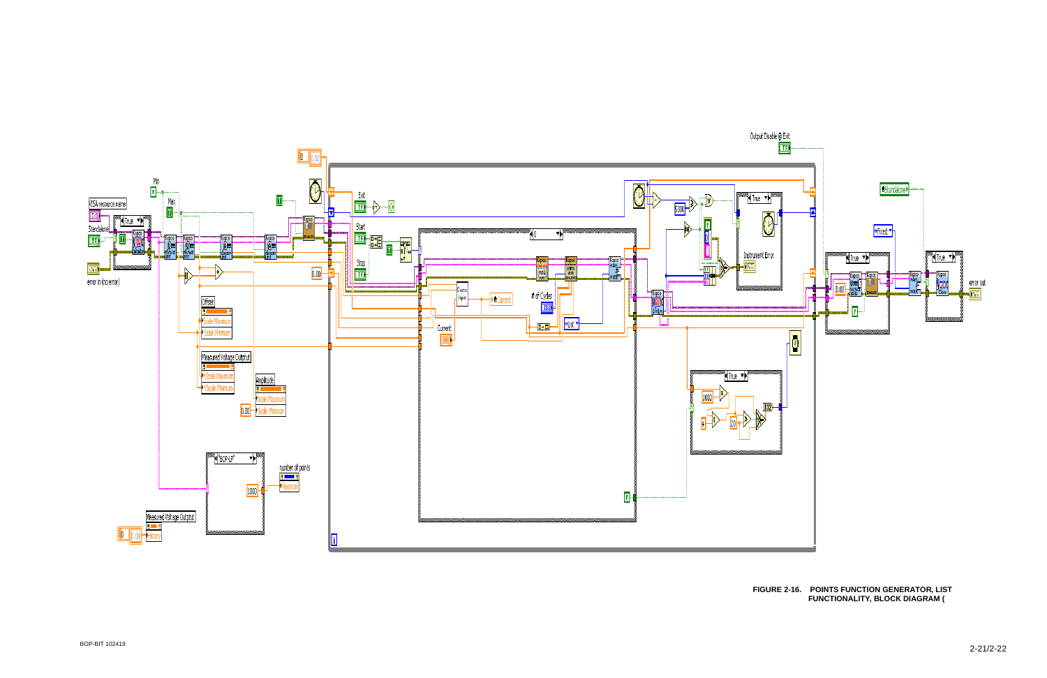Output Disable @ Exit

VISA resource name

Standalone

error in (no error)

Min

Max

Exit

Start

Stop

Offset

Scale.Maximum

Scale.Minimum

Measured Voltage Output

YScale.Maximum

YScale.Minimum

Amplitude

Scale.Maximum

Scale.Minimum

"BOP-LP"

number of points

Maximum

Measured Voltage Output

History

Current

Current

\# of Cycles

List

Instrument Error

Standalone

Fixed

error out

**FIGURE 2-16. POINTS FUNCTION GENERATOR, LIST FUNCTIONALITY, BLOCK DIAGRAM (**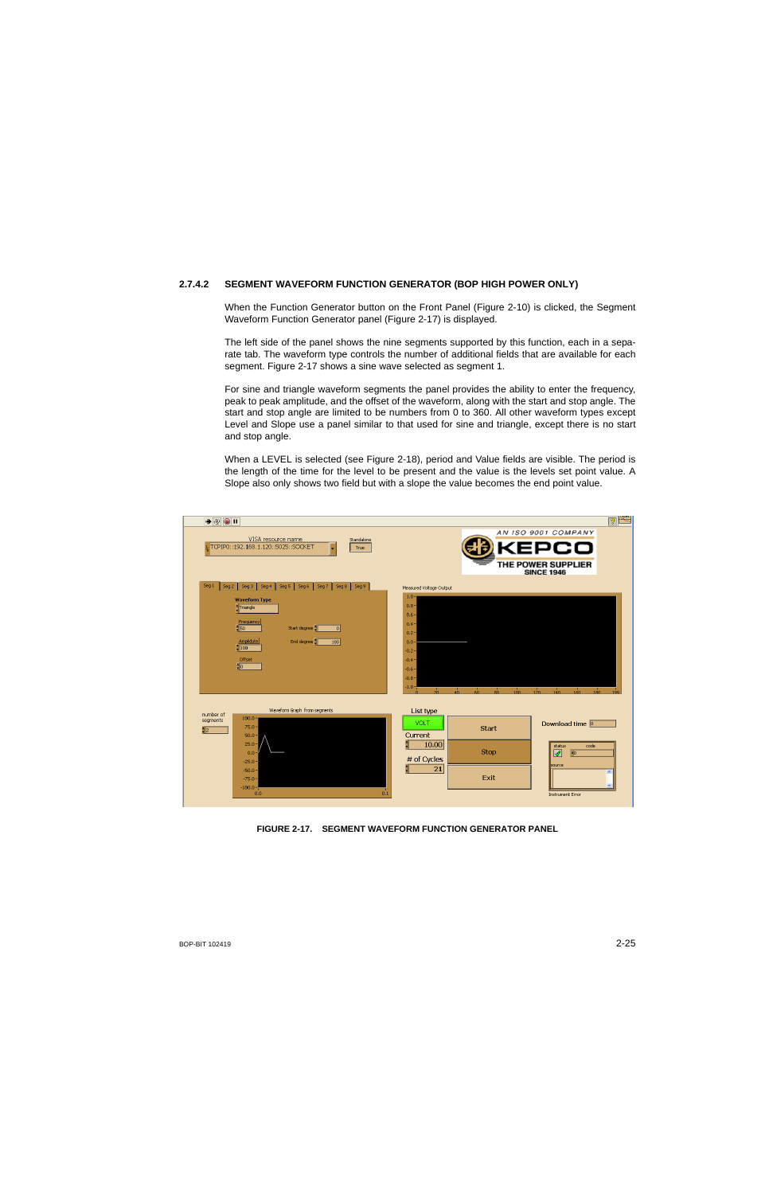### 2.7.4.2 SEGMENT WAVEFORM FUNCTION GENERATOR (BOP HIGH POWER ONLY)

When the Function Generator button on the Front Panel (Figure 2-10) is clicked, the Segment Waveform Function Generator panel (Figure 2-17) is displayed.

The left side of the panel shows the nine segments supported by this function, each in a separate tab. The waveform type controls the number of additional fields that are available for each segment. Figure 2-17 shows a sine wave selected as segment 1.

For sine and triangle waveform segments the panel provides the ability to enter the frequency, peak to peak amplitude, and the offset of the waveform, along with the start and stop angle. The start and stop angle are limited to be numbers from 0 to 360. All other waveform types except Level and Slope use a panel similar to that used for sine and triangle, except there is no start and stop angle.

When a LEVEL is selected (see Figure 2-18), period and Value fields are visible. The period is the length of the time for the level to be present and the value is the levels set point value. A Slope also only shows two field but with a slope the value becomes the end point value.

FIGURE 2-17. SEGMENT WAVEFORM FUNCTION GENERATOR PANEL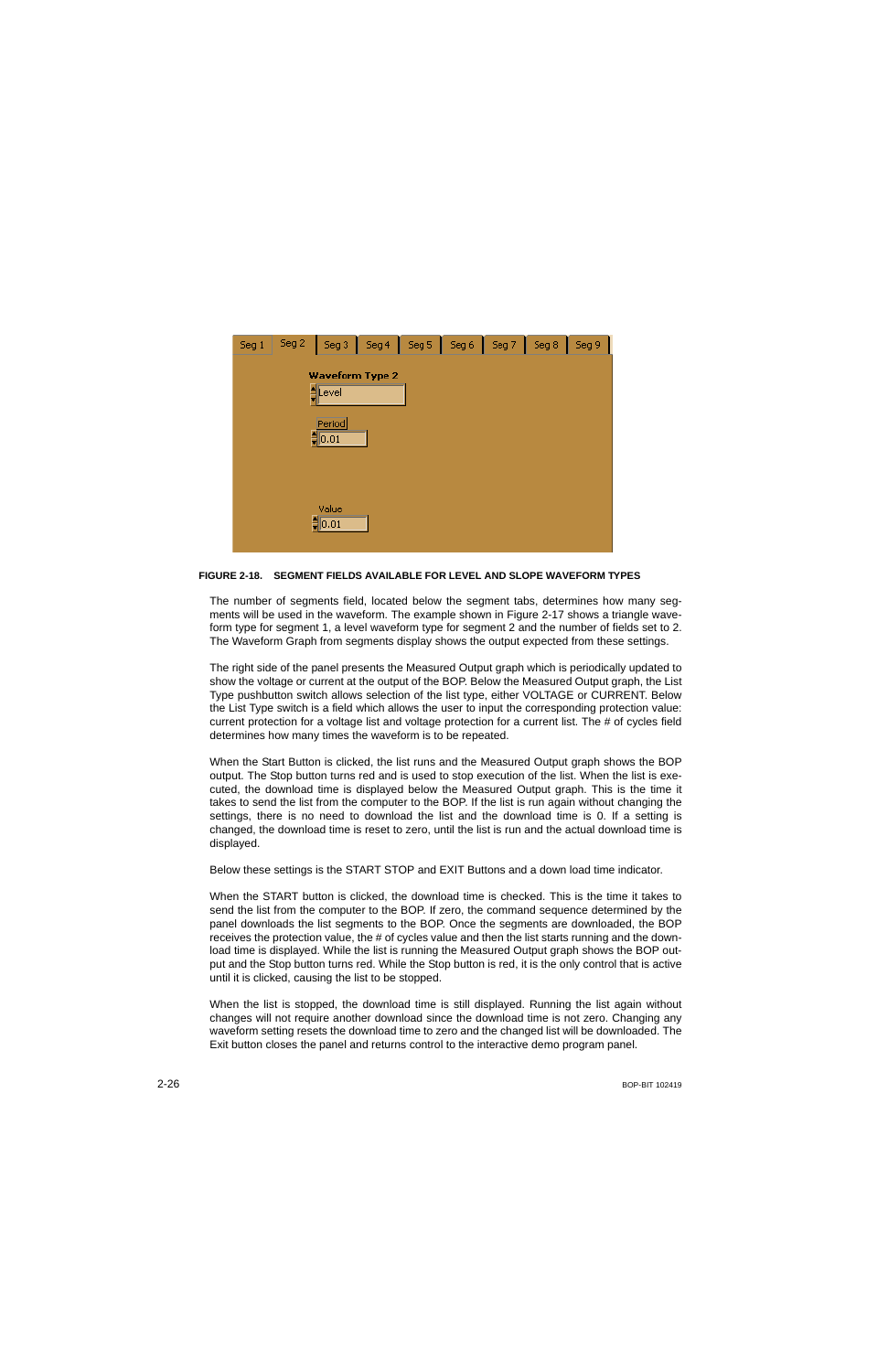FIGURE 2-18. SEGMENT FIELDS AVAILABLE FOR LEVEL AND SLOPE WAVEFORM TYPES

The number of segments field, located below the segment tabs, determines how many segments will be used in the waveform. The example shown in Figure 2-17 shows a triangle waveform type for segment 1, a level waveform type for segment 2 and the number of fields set to 2. The Waveform Graph from segments display shows the output expected from these settings.

The right side of the panel presents the Measured Output graph which is periodically updated to show the voltage or current at the output of the BOP. Below the Measured Output graph, the List Type pushbutton switch allows selection of the list type, either VOLTAGE or CURRENT. Below the List Type switch is a field which allows the user to input the corresponding protection value: current protection for a voltage list and voltage protection for a current list. The # of cycles field determines how many times the waveform is to be repeated.

When the Start Button is clicked, the list runs and the Measured Output graph shows the BOP output. The Stop button turns red and is used to stop execution of the list. When the list is executed, the download time is displayed below the Measured Output graph. This is the time it takes to send the list from the computer to the BOP. If the list is run again without changing the settings, there is no need to download the list and the download time is 0. If a setting is changed, the download time is reset to zero, until the list is run and the actual download time is displayed.

Below these settings is the START STOP and EXIT Buttons and a down load time indicator.

When the START button is clicked, the download time is checked. This is the time it takes to send the list from the computer to the BOP. If zero, the command sequence determined by the panel downloads the list segments to the BOP. Once the segments are downloaded, the BOP receives the protection value, the # of cycles value and then the list starts running and the download time is displayed. While the list is running the Measured Output graph shows the BOP output and the Stop button turns red. While the Stop button is red, it is the only control that is active until it is clicked, causing the list to be stopped.

When the list is stopped, the download time is still displayed. Running the list again without changes will not require another download since the download time is not zero. Changing any waveform setting resets the download time to zero and the changed list will be downloaded. The Exit button closes the panel and returns control to the interactive demo program panel.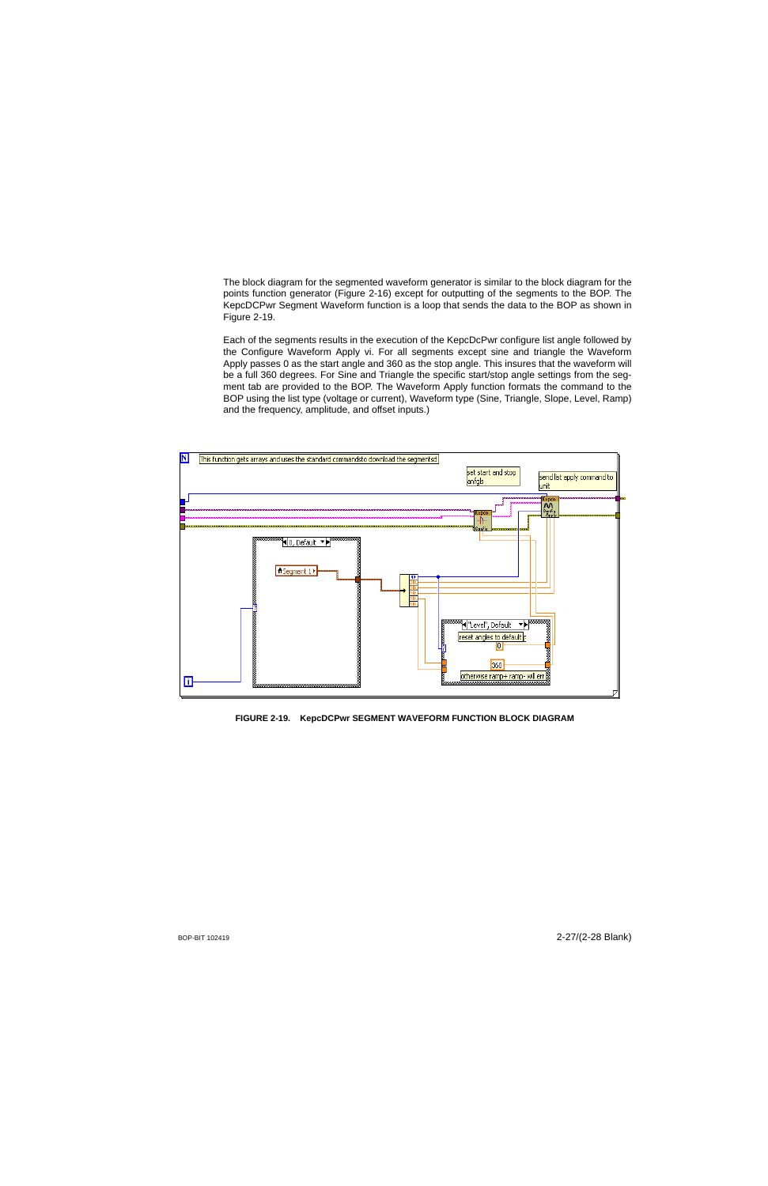The block diagram for the segmented waveform generator is similar to the block diagram for the points function generator (Figure 2-16) except for outputting of the segments to the BOP. The KepcoDCPwr Segment Waveform function is a loop that sends the data to the BOP as shown in Figure 2-19.

Each of the segments results in the execution of the KepcDcPwr configure list angle followed by the Configure Waveform Apply vi. For all segments except sine and triangle the Waveform Apply passes 0 as the start angle and 360 as the stop angle. This insures that the waveform will be a full 360 degrees. For Sine and Triangle the specific start/stop angle settings from the segment tab are provided to the BOP. The Waveform Apply function formats the command to the BOP using the list type (voltage or current), Waveform type (Sine, Triangle, Slope, Level, Ramp) and the frequency, amplitude, and offset inputs.)

FIGURE 2-19. KepcDCPwr SEGMENT WAVEFORM FUNCTION BLOCK DIAGRAM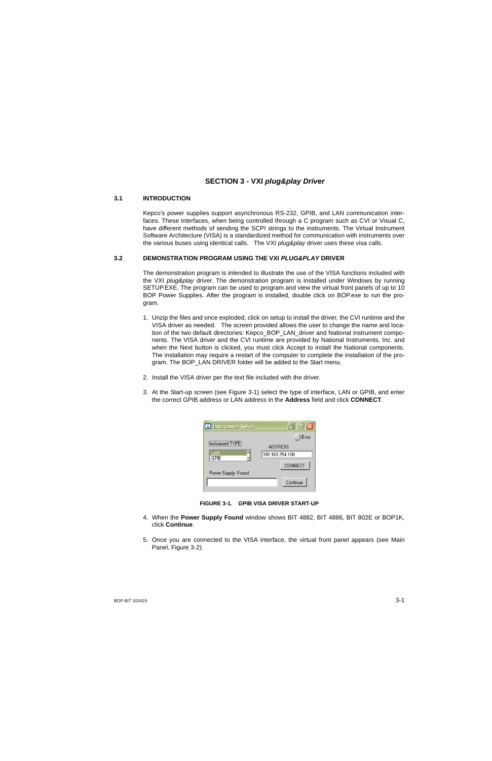## SECTION 3 - VXI *plug&play Driver*

### 3.1 INTRODUCTION

Kepco's power supplies support asynchronous RS-232, GPIB, and LAN communication interfaces. These interfaces, when being controlled through a C program such as CVI or Visual C, have different methods of sending the SCPI strings to the instruments. The Virtual Instrument Software Architecture (VISA) is a standardized method for communication with instruments over the various buses using identical calls. The VXI *plug&play* driver uses these visa calls.

### 3.2 DEMONSTRATION PROGRAM USING THE VXI *PLUG&PLAY* DRIVER

The demonstration program is intended to illustrate the use of the VISA functions included with the VXI *plug&play* driver. The demonstration program is installed under Windows by running SETUP.EXE. The program can be used to program and view the virtual front panels of up to 10 BOP Power Supplies. After the program is installed, double click on BOP.exe to run the program.

1. Unzip the files and once exploded, click on setup to install the driver, the CVI runtime and the VISA driver as needed. The screen provided allows the user to change the name and location of the two default directories: Kepco_BOP_LAN_driver and National instrument components. The VISA driver and the CVI runtime are provided by National Instruments, Inc. and when the Next button is clicked, you must click Accept to install the National components. The installation may require a restart of the computer to complete the installation of the program. The BOP_LAN DRIVER folder will be added to the Start menu.

2. Install the VISA driver per the text file included with the driver.

3. At the Start-up screen (see Figure 3-1) select the type of interface, LAN or GPIB, and enter the correct GPIB address or LAN address in the **Address** field and click **CONNECT**.

Instrument Setup

Error

Instrument TYPE

LAN
GPIB

ADDRESS

192.168.254.100

CONNECT

Power Supply Found

Continue

**FIGURE 3-1. GPIB VISA DRIVER START-UP**

4. When the **Power Supply Found** window shows BIT 4882, BIT 4886, BIT 802E or BOP1K, click **Continue**.

5. Once you are connected to the VISA interface, the virtual front panel appears (see Main Panel, Figure 3-2).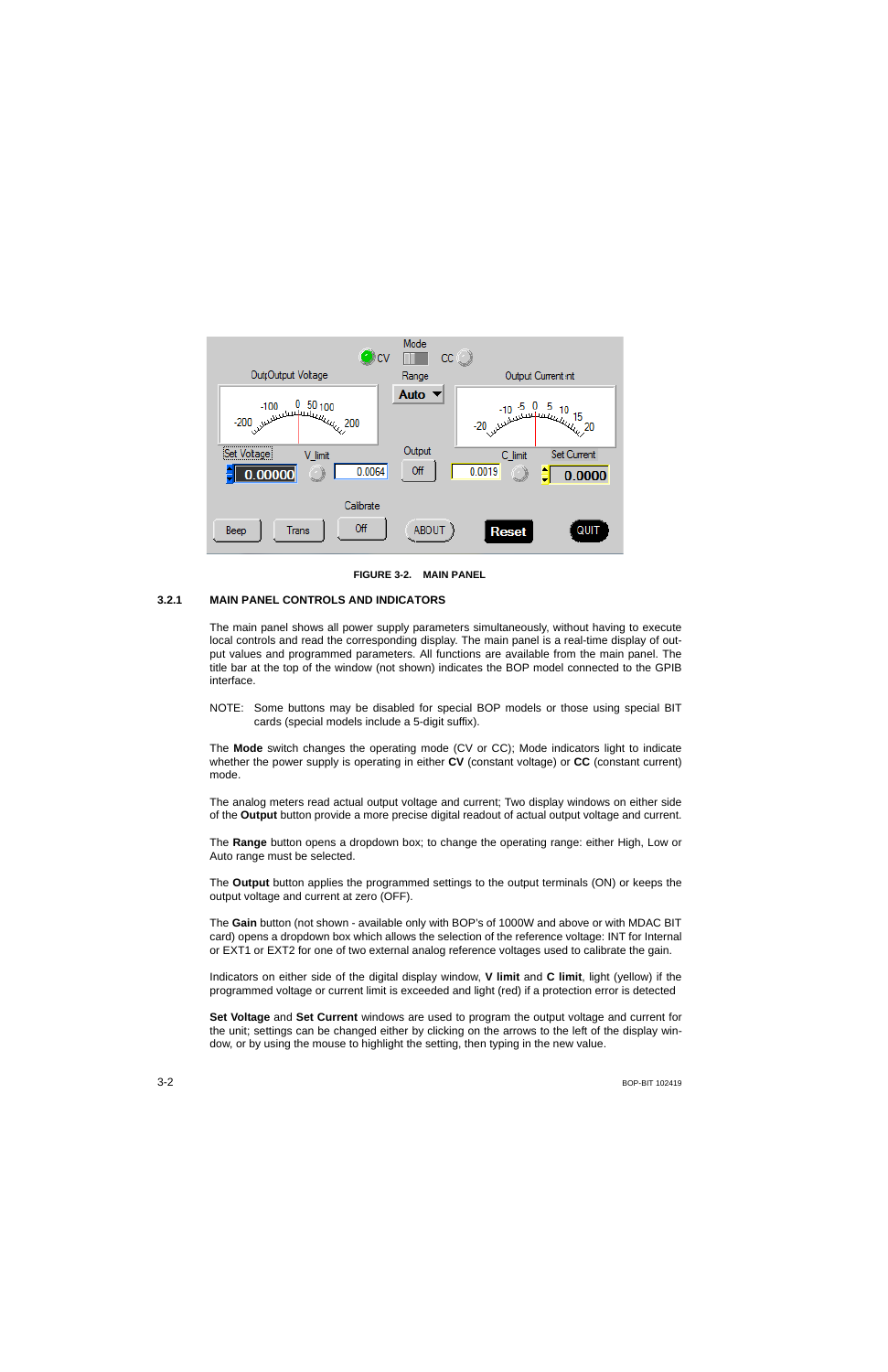FIGURE 3-2. MAIN PANEL

### 3.2.1 MAIN PANEL CONTROLS AND INDICATORS

The main panel shows all power supply parameters simultaneously, without having to execute local controls and read the corresponding display. The main panel is a real-time display of output values and programmed parameters. All functions are available from the main panel. The title bar at the top of the window (not shown) indicates the BOP model connected to the GPIB interface.

NOTE: Some buttons may be disabled for special BOP models or those using special BIT cards (special models include a 5-digit suffix).

The **Mode** switch changes the operating mode (CV or CC); Mode indicators light to indicate whether the power supply is operating in either **CV** (constant voltage) or **CC** (constant current) mode.

The analog meters read actual output voltage and current; Two display windows on either side of the **Output** button provide a more precise digital readout of actual output voltage and current.

The **Range** button opens a dropdown box; to change the operating range: either High, Low or Auto range must be selected.

The **Output** button applies the programmed settings to the output terminals (ON) or keeps the output voltage and current at zero (OFF).

The **Gain** button (not shown - available only with BOP's of 1000W and above or with MDAC BIT card) opens a dropdown box which allows the selection of the reference voltage: INT for Internal or EXT1 or EXT2 for one of two external analog reference voltages used to calibrate the gain.

Indicators on either side of the digital display window, **V limit** and **C limit**, light (yellow) if the programmed voltage or current limit is exceeded and light (red) if a protection error is detected

**Set Voltage** and **Set Current** windows are used to program the output voltage and current for the unit; settings can be changed either by clicking on the arrows to the left of the display window, or by using the mouse to highlight the setting, then typing in the new value.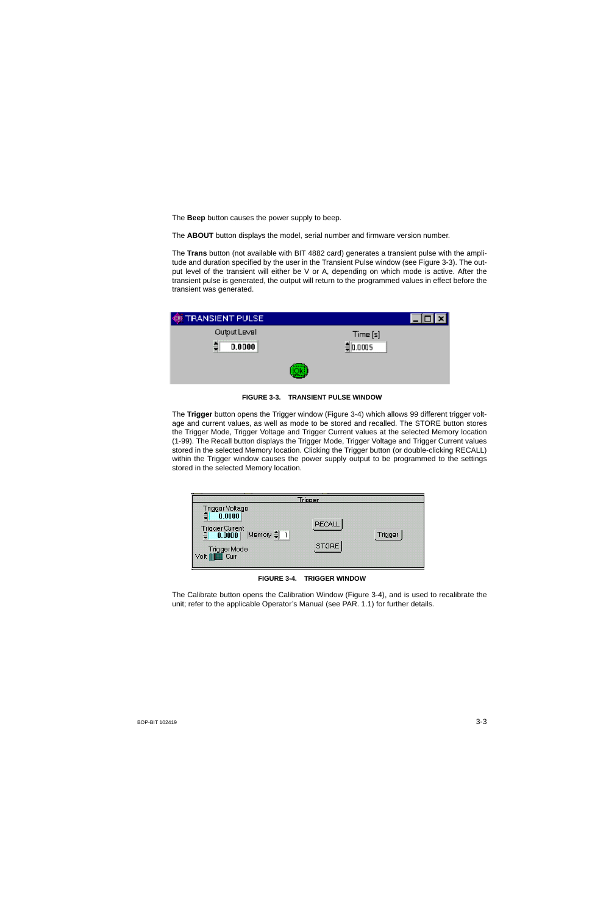The **Beep** button causes the power supply to beep.

The **ABOUT** button displays the model, serial number and firmware version number.

The **Trans** button (not available with BIT 4882 card) generates a transient pulse with the amplitude and duration specified by the user in the Transient Pulse window (see Figure 3-3). The output level of the transient will either be V or A, depending on which mode is active. After the transient pulse is generated, the output will return to the programmed values in effect before the transient was generated.

**FIGURE 3-3. TRANSIENT PULSE WINDOW**

The **Trigger** button opens the Trigger window (Figure 3-4) which allows 99 different trigger voltage and current values, as well as mode to be stored and recalled. The STORE button stores the Trigger Mode, Trigger Voltage and Trigger Current values at the selected Memory location (1-99). The Recall button displays the Trigger Mode, Trigger Voltage and Trigger Current values stored in the selected Memory location. Clicking the Trigger button (or double-clicking RECALL) within the Trigger window causes the power supply output to be programmed to the settings stored in the selected Memory location.

**FIGURE 3-4. TRIGGER WINDOW**

The Calibrate button opens the Calibration Window (Figure 3-4), and is used to recalibrate the unit; refer to the applicable Operator's Manual (see PAR. 1.1) for further details.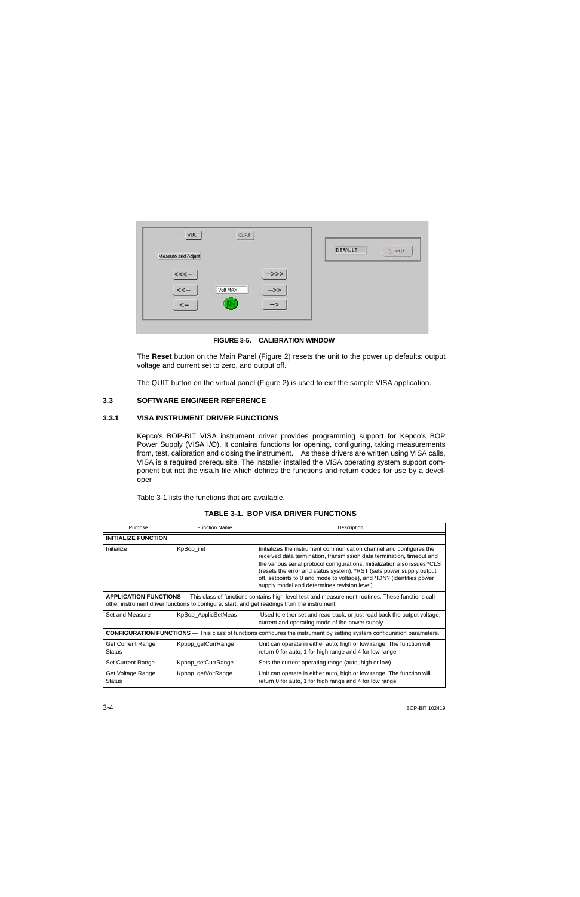FIGURE 3-5. CALIBRATION WINDOW

The **Reset** button on the Main Panel (Figure 2) resets the unit to the power up defaults: output voltage and current set to zero, and output off.

The QUIT button on the virtual panel (Figure 2) is used to exit the sample VISA application.

## 3.3 SOFTWARE ENGINEER REFERENCE

### 3.3.1 VISA INSTRUMENT DRIVER FUNCTIONS

Kepco's BOP-BIT VISA instrument driver provides programming support for Kepco's BOP Power Supply (VISA I/O). It contains functions for opening, configuring, taking measurements from, test, calibration and closing the instrument. As these drivers are written using VISA calls, VISA is a required prerequisite. The installer installed the VISA operating system support component but not the visa.h file which defines the functions and return codes for use by a developer

Table 3-1 lists the functions that are available.

**TABLE 3-1. BOP VISA DRIVER FUNCTIONS**

| Purpose | Function Name | Description |
|---|---|---|
| **INITIALIZE FUNCTION** | | |
| Initialize | KpBop_init | Initializes the instrument communication channel and configures the received data termination, transmission data termination, timeout and the various serial protocol configurations. Initialization also issues *CLS (resets the error and status system), *RST (sets power supply output off, setpoints to 0 and mode to voltage), and *IDN? (identifies power supply model and determines revision level). |
| **APPLICATION FUNCTIONS** — This class of functions contains high-level test and measurement routines. These functions call other instrument driver functions to configure, start, and get readings from the instrument. | | |
| Set and Measure | KpBop_ApplicSetMeas | Used to either set and read back, or just read back the output voltage, current and operating mode of the power supply |
| **CONFIGURATION FUNCTIONS** — This class of functions configures the instrument by setting system configuration parameters. | | |
| Get Current Range Status | Kpbop_getCurrRange | Unit can operate in either auto, high or low range. The function will return 0 for auto, 1 for high range and 4 for low range |
| Set Current Range | Kpbop_setCurrRange | Sets the current operating range (auto, high or low) |
| Get Voltage Range Status | Kpbop_getVoltRange | Unit can operate in either auto, high or low range. The function will return 0 for auto, 1 for high range and 4 for low range |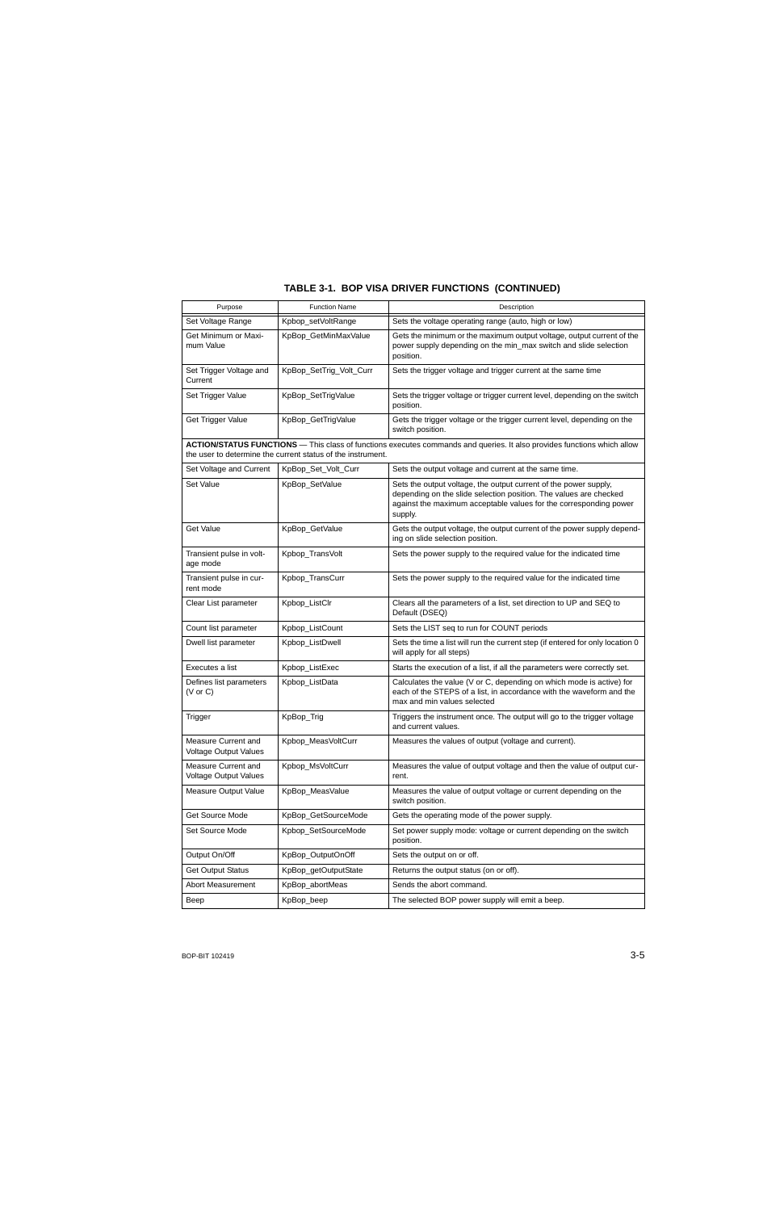## TABLE 3-1. BOP VISA DRIVER FUNCTIONS (CONTINUED)

| Purpose | Function Name | Description |
|---|---|---|
| Set Voltage Range | Kpbop_setVoltRange | Sets the voltage operating range (auto, high or low) |
| Get Minimum or Maximum Value | KpBop_GetMinMaxValue | Gets the minimum or the maximum output voltage, output current of the power supply depending on the min_max switch and slide selection position. |
| Set Trigger Voltage and Current | KpBop_SetTrig_Volt_Curr | Sets the trigger voltage and trigger current at the same time |
| Set Trigger Value | KpBop_SetTrigValue | Sets the trigger voltage or trigger current level, depending on the switch position. |
| Get Trigger Value | KpBop_GetTrigValue | Gets the trigger voltage or the trigger current level, depending on the switch position. |
| **ACTION/STATUS FUNCTIONS** — This class of functions executes commands and queries. It also provides functions which allow the user to determine the current status of the instrument. | | |
| Set Voltage and Current | KpBop_Set_Volt_Curr | Sets the output voltage and current at the same time. |
| Set Value | KpBop_SetValue | Sets the output voltage, the output current of the power supply, depending on the slide selection position. The values are checked against the maximum acceptable values for the corresponding power supply. |
| Get Value | KpBop_GetValue | Gets the output voltage, the output current of the power supply depending on slide selection position. |
| Transient pulse in voltage mode | Kpbop_TransVolt | Sets the power supply to the required value for the indicated time |
| Transient pulse in current mode | Kpbop_TransCurr | Sets the power supply to the required value for the indicated time |
| Clear List parameter | Kpbop_ListClr | Clears all the parameters of a list, set direction to UP and SEQ to Default (DSEQ) |
| Count list parameter | Kpbop_ListCount | Sets the LIST seq to run for COUNT periods |
| Dwell list parameter | Kpbop_ListDwell | Sets the time a list will run the current step (if entered for only location 0 will apply for all steps) |
| Executes a list | Kpbop_ListExec | Starts the execution of a list, if all the parameters were correctly set. |
| Defines list parameters (V or C) | Kpbop_ListData | Calculates the value (V or C, depending on which mode is active) for each of the STEPS of a list, in accordance with the waveform and the max and min values selected |
| Trigger | KpBop_Trig | Triggers the instrument once. The output will go to the trigger voltage and current values. |
| Measure Current and Voltage Output Values | KpBop_MeasVoltCurr | Measures the values of output (voltage and current). |
| Measure Current and Voltage Output Values | KpBop_MsVoltCurr | Measures the value of output voltage and then the value of output current. |
| Measure Output Value | KpBop_MeasValue | Measures the value of output voltage or current depending on the switch position. |
| Get Source Mode | KpBop_GetSourceMode | Gets the operating mode of the power supply. |
| Set Source Mode | Kpbop_SetSourceMode | Set power supply mode: voltage or current depending on the switch position. |
| Output On/Off | KpBop_OutputOnOff | Sets the output on or off. |
| Get Output Status | KpBop_getOutputState | Returns the output status (on or off). |
| Abort Measurement | KpBop_abortMeas | Sends the abort command. |
| Beep | KpBop_beep | The selected BOP power supply will emit a beep. |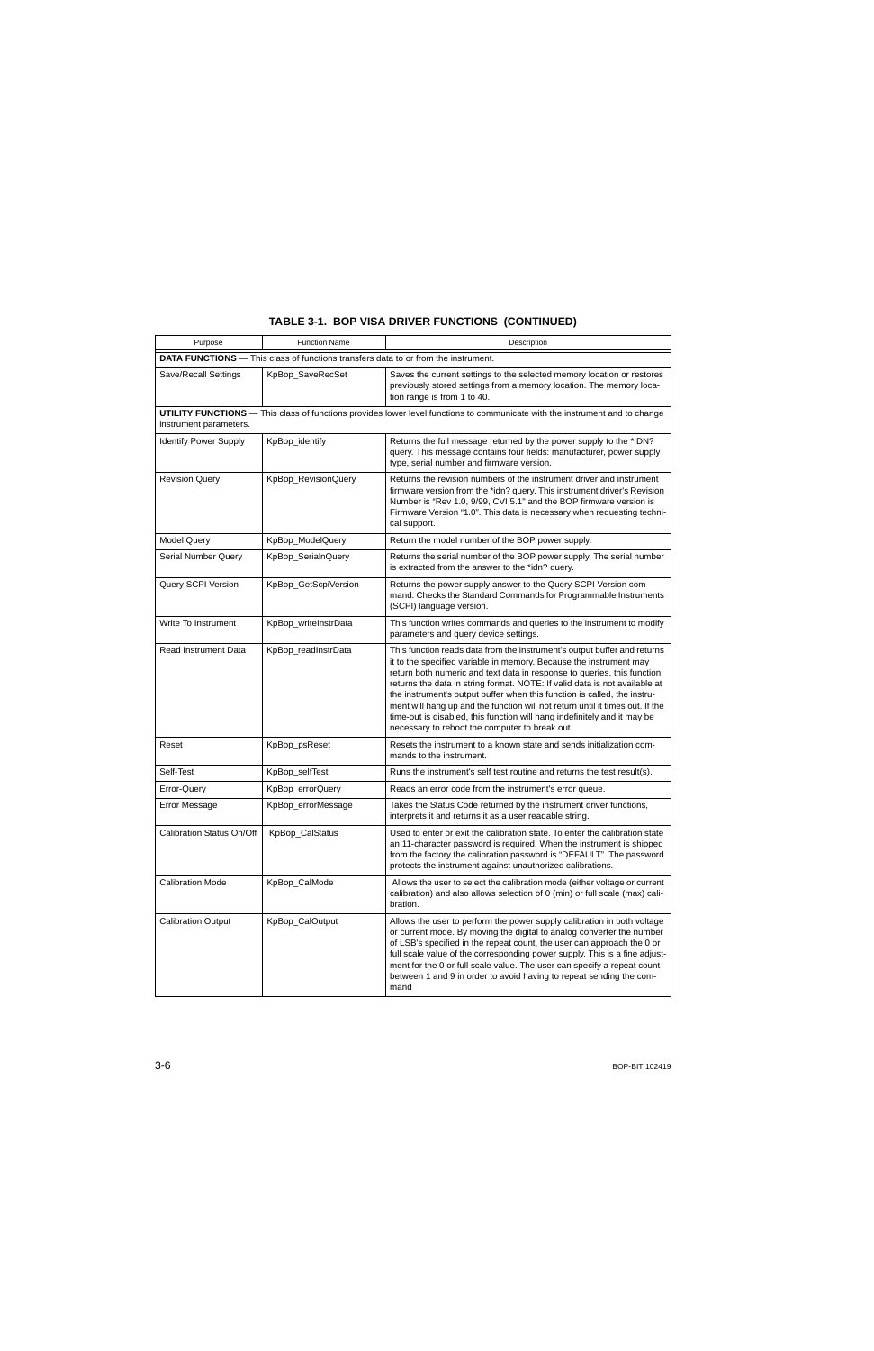## TABLE 3-1. BOP VISA DRIVER FUNCTIONS (CONTINUED)

| Purpose | Function Name | Description |
|---|---|---|
| **DATA FUNCTIONS** — This class of functions transfers data to or from the instrument. | | |
| Save/Recall Settings | KpBop_SaveRecSet | Saves the current settings to the selected memory location or restores previously stored settings from a memory location. The memory location range is from 1 to 40. |
| **UTILITY FUNCTIONS** — This class of functions provides lower level functions to communicate with the instrument and to change instrument parameters. | | |
| Identify Power Supply | KpBop_identify | Returns the full message returned by the power supply to the *IDN? query. This message contains four fields: manufacturer, power supply type, serial number and firmware version. |
| Revision Query | KpBop_RevisionQuery | Returns the revision numbers of the instrument driver and instrument firmware version from the *idn? query. This instrument driver's Revision Number is "Rev 1.0, 9/99, CVI 5.1" and the BOP firmware version is Firmware Version "1.0". This data is necessary when requesting technical support. |
| Model Query | KpBop_ModelQuery | Return the model number of the BOP power supply. |
| Serial Number Query | KpBop_SerialnQuery | Returns the serial number of the BOP power supply. The serial number is extracted from the answer to the *idn? query. |
| Query SCPI Version | KpBop_GetScpiVersion | Returns the power supply answer to the Query SCPI Version command. Checks the Standard Commands for Programmable Instruments (SCPI) language version. |
| Write To Instrument | KpBop_writeInstrData | This function writes commands and queries to the instrument to modify parameters and query device settings. |
| Read Instrument Data | KpBop_readInstrData | This function reads data from the instrument's output buffer and returns it to the specified variable in memory. Because the instrument may return both numeric and text data in response to queries, this function returns the data in string format. NOTE: If valid data is not available at the instrument's output buffer when this function is called, the instrument will hang up and the function will not return until it times out. If the time-out is disabled, this function will hang indefinitely and it may be necessary to reboot the computer to break out. |
| Reset | KpBop_psReset | Resets the instrument to a known state and sends initialization commands to the instrument. |
| Self-Test | KpBop_selfTest | Runs the instrument's self test routine and returns the test result(s). |
| Error-Query | KpBop_errorQuery | Reads an error code from the instrument's error queue. |
| Error Message | KpBop_errorMessage | Takes the Status Code returned by the instrument driver functions, interprets it and returns it as a user readable string. |
| Calibration Status On/Off | KpBop_CalStatus | Used to enter or exit the calibration state. To enter the calibration state an 11-character password is required. When the instrument is shipped from the factory the calibration password is "DEFAULT". The password protects the instrument against unauthorized calibrations. |
| Calibration Mode | KpBop_CalMode | Allows the user to select the calibration mode (either voltage or current calibration) and also allows selection of 0 (min) or full scale (max) calibration. |
| Calibration Output | KpBop_CalOutput | Allows the user to perform the power supply calibration in both voltage or current mode. By moving the digital to analog converter the number of LSB's specified in the repeat count, the user can approach the 0 or full scale value of the corresponding power supply. This is a fine adjustment for the 0 or full scale value. The user can specify a repeat count between 1 and 9 in order to avoid having to repeat sending the command |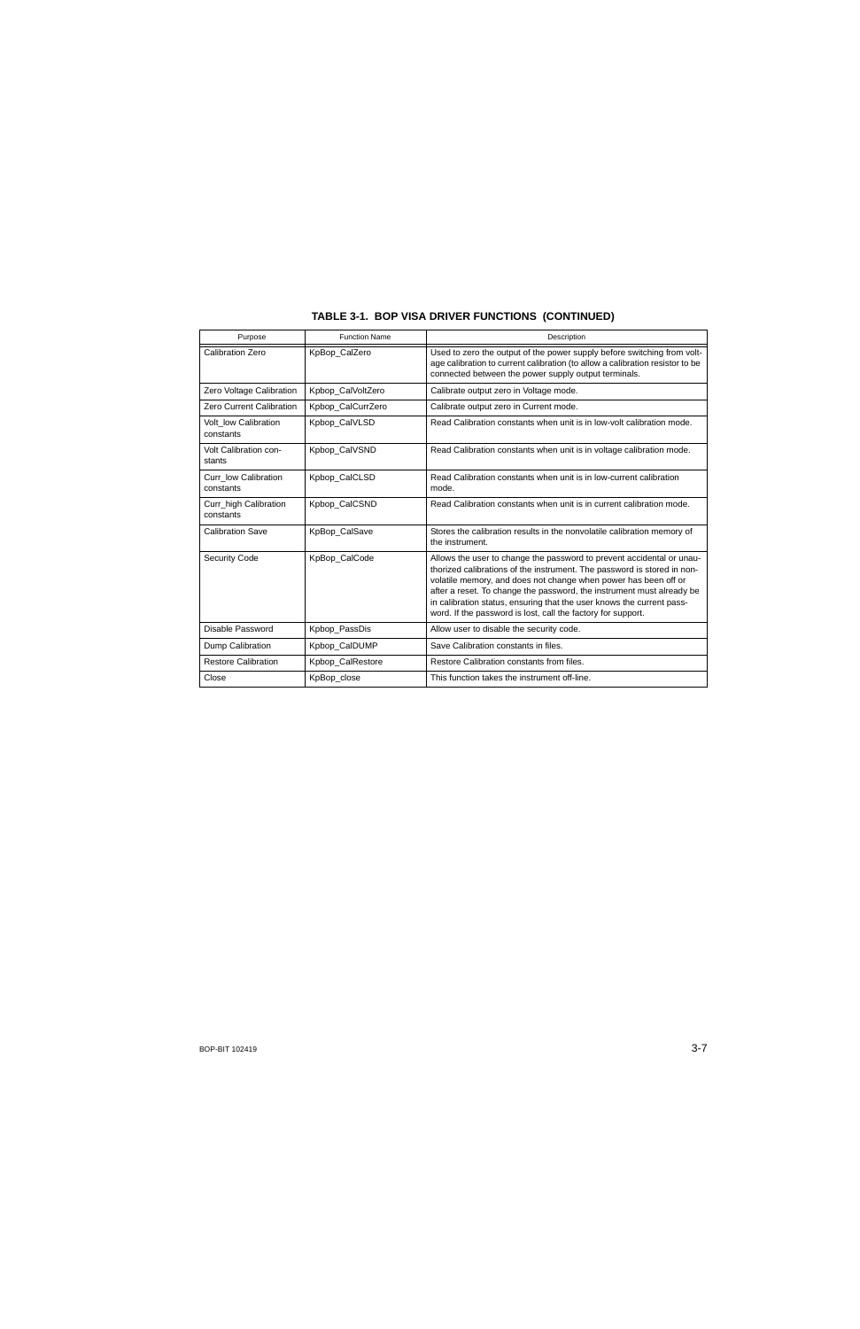### TABLE 3-1. BOP VISA DRIVER FUNCTIONS (CONTINUED)

| Purpose | Function Name | Description |
|---|---|---|
| Calibration Zero | KpBop_CalZero | Used to zero the output of the power supply before switching from voltage calibration to current calibration (to allow a calibration resistor to be connected between the power supply output terminals. |
| Zero Voltage Calibration | Kpbop_CalVoltZero | Calibrate output zero in Voltage mode. |
| Zero Current Calibration | Kpbop_CalCurrZero | Calibrate output zero in Current mode. |
| Volt_low Calibration constants | Kpbop_CalVLSD | Read Calibration constants when unit is in low-volt calibration mode. |
| Volt Calibration constants | Kpbop_CalVSND | Read Calibration constants when unit is in voltage calibration mode. |
| Curr_low Calibration constants | Kpbop_CalCLSD | Read Calibration constants when unit is in low-current calibration mode. |
| Curr_high Calibration constants | Kpbop_CalCSND | Read Calibration constants when unit is in current calibration mode. |
| Calibration Save | KpBop_CalSave | Stores the calibration results in the nonvolatile calibration memory of the instrument. |
| Security Code | KpBop_CalCode | Allows the user to change the password to prevent accidental or unauthorized calibrations of the instrument. The password is stored in non-volatile memory, and does not change when power has been off or after a reset. To change the password, the instrument must already be in calibration status, ensuring that the user knows the current password. If the password is lost, call the factory for support. |
| Disable Password | Kpbop_PassDis | Allow user to disable the security code. |
| Dump Calibration | Kpbop_CalDUMP | Save Calibration constants in files. |
| Restore Calibration | Kpbop_CalRestore | Restore Calibration constants from files. |
| Close | KpBop_close | This function takes the instrument off-line. |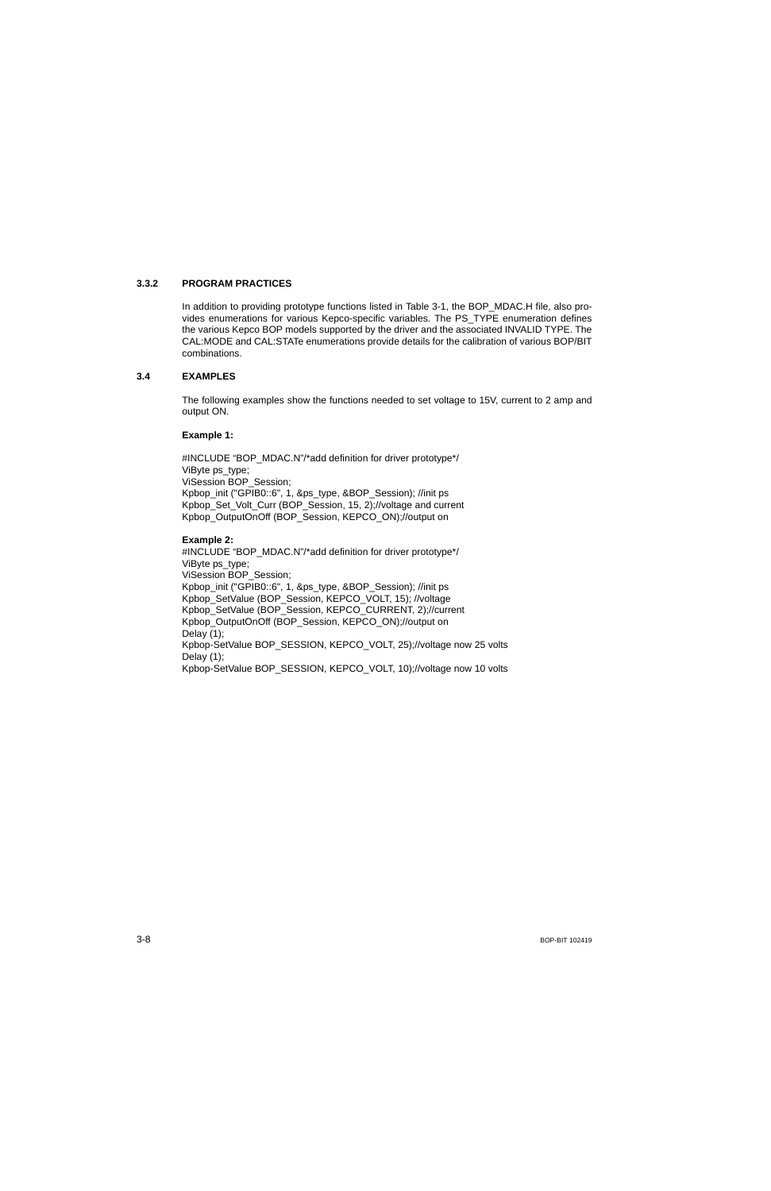### 3.3.2 PROGRAM PRACTICES

In addition to providing prototype functions listed in Table 3-1, the BOP_MDAC.H file, also provides enumerations for various Kepco-specific variables. The PS_TYPE enumeration defines the various Kepco BOP models supported by the driver and the associated INVALID TYPE. The CAL:MODE and CAL:STATe enumerations provide details for the calibration of various BOP/BIT combinations.

## 3.4 EXAMPLES

The following examples show the functions needed to set voltage to 15V, current to 2 amp and output ON.

**Example 1:**

```
#INCLUDE “BOP_MDAC.N”/*add definition for driver prototype*/
ViByte ps_type;
ViSession BOP_Session;
Kpbop_init ("GPIB0::6", 1, &ps_type, &BOP_Session); //init ps
Kpbop_Set_Volt_Curr (BOP_Session, 15, 2);//voltage and current
Kpbop_OutputOnOff (BOP_Session, KEPCO_ON);//output on
```

**Example 2:**

```
#INCLUDE “BOP_MDAC.N”/*add definition for driver prototype*/
ViByte ps_type;
ViSession BOP_Session;
Kpbop_init ("GPIB0::6", 1, &ps_type, &BOP_Session); //init ps
Kpbop_SetValue (BOP_Session, KEPCO_VOLT, 15); //voltage
Kpbop_SetValue (BOP_Session, KEPCO_CURRENT, 2);//current
Kpbop_OutputOnOff (BOP_Session, KEPCO_ON);//output on
Delay (1);
Kpbop-SetValue BOP_SESSION, KEPCO_VOLT, 25);//voltage now 25 volts
Delay (1);
Kpbop-SetValue BOP_SESSION, KEPCO_VOLT, 10);//voltage now 10 volts
```